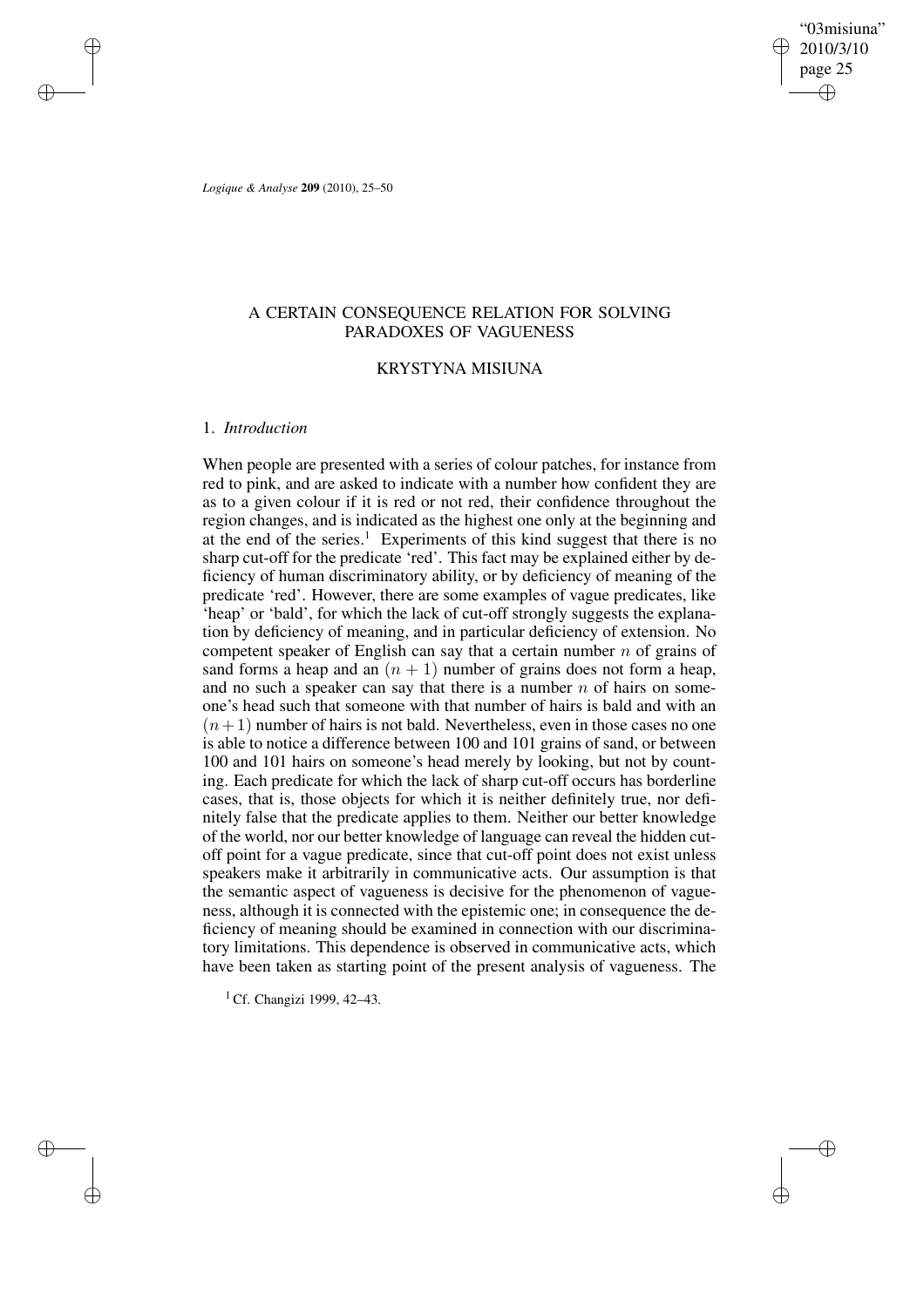# A CERTAIN CONSEQUENCE RELATION FOR SOLVING PARADOXES OF VAGUENESS

## KRYSTYNA MISIUNA

### 1. *Introduction*

When people are presented with a series of colour patches, for instance from red to pink, and are asked to indicate with a number how confident they are as to a given colour if it is red or not red, their confidence throughout the region changes, and is indicated as the highest one only at the beginning and at the end of the series.[1] Experiments of this kind suggest that there is no sharp cut-off for the predicate 'red'. This fact may be explained either by deficiency of human discriminatory ability, or by deficiency of meaning of the predicate 'red'. However, there are some examples of vague predicates, like 'heap' or 'bald', for which the lack of cut-off strongly suggests the explanation by deficiency of meaning, and in particular deficiency of extension. No competent speaker of English can say that a certain number $n$ of grains of sand forms a heap and an $(n + 1)$ number of grains does not form a heap, and no such a speaker can say that there is a number $n$ of hairs on someone's head such that someone with that number of hairs is bald and with an $(n+1)$ number of hairs is not bald. Nevertheless, even in those cases no one is able to notice a difference between 100 and 101 grains of sand, or between 100 and 101 hairs on someone's head merely by looking, but not by counting. Each predicate for which the lack of sharp cut-off occurs has borderline cases, that is, those objects for which it is neither definitely true, nor definitely false that the predicate applies to them. Neither our better knowledge of the world, nor our better knowledge of language can reveal the hidden cut-off point for a vague predicate, since that cut-off point does not exist unless speakers make it arbitrarily in communicative acts. Our assumption is that the semantic aspect of vagueness is decisive for the phenomenon of vagueness, although it is connected with the epistemic one; in consequence the deficiency of meaning should be examined in connection with our discriminatory limitations. This dependence is observed in communicative acts, which have been taken as starting point of the present analysis of vagueness. The

[1] Cf. Changizi 1999, 42–43.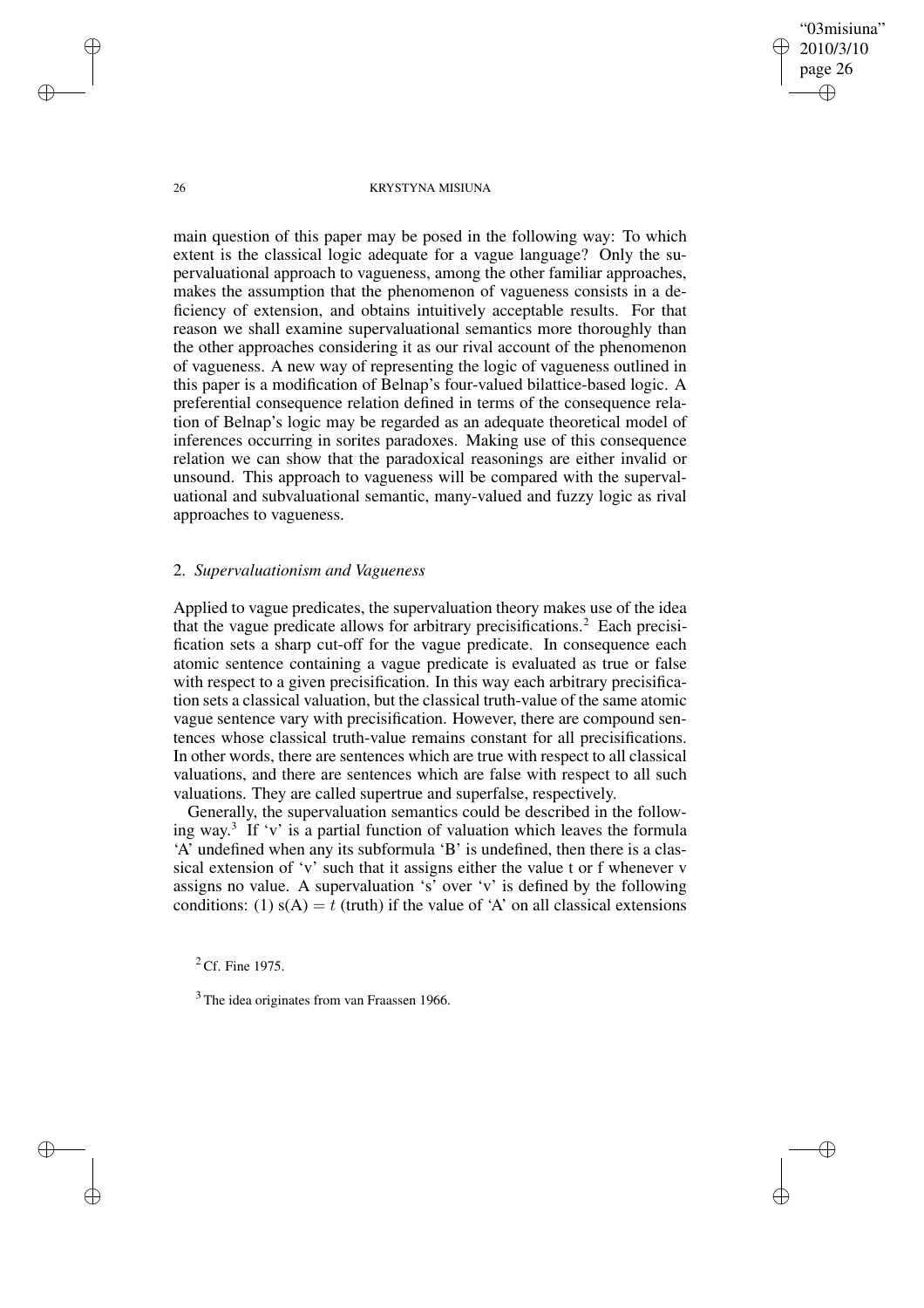main question of this paper may be posed in the following way: To which extent is the classical logic adequate for a vague language? Only the supervaluational approach to vagueness, among the other familiar approaches, makes the assumption that the phenomenon of vagueness consists in a deficiency of extension, and obtains intuitively acceptable results. For that reason we shall examine supervaluational semantics more thoroughly than the other approaches considering it as our rival account of the phenomenon of vagueness. A new way of representing the logic of vagueness outlined in this paper is a modification of Belnap's four-valued bilattice-based logic. A preferential consequence relation defined in terms of the consequence relation of Belnap's logic may be regarded as an adequate theoretical model of inferences occurring in sorites paradoxes. Making use of this consequence relation we can show that the paradoxical reasonings are either invalid or unsound. This approach to vagueness will be compared with the supervaluational and subvaluational semantic, many-valued and fuzzy logic as rival approaches to vagueness.

## 2. *Supervaluationism and Vagueness*

Applied to vague predicates, the supervaluation theory makes use of the idea that the vague predicate allows for arbitrary precisifications.[2] Each precisification sets a sharp cut-off for the vague predicate. In consequence each atomic sentence containing a vague predicate is evaluated as true or false with respect to a given precisification. In this way each arbitrary precisification sets a classical valuation, but the classical truth-value of the same atomic vague sentence vary with precisification. However, there are compound sentences whose classical truth-value remains constant for all precisifications. In other words, there are sentences which are true with respect to all classical valuations, and there are sentences which are false with respect to all such valuations. They are called supertrue and superfalse, respectively.

Generally, the supervaluation semantics could be described in the following way.[3] If 'v' is a partial function of valuation which leaves the formula 'A' undefined when any its subformula 'B' is undefined, then there is a classical extension of 'v' such that it assigns either the value t or f whenever v assigns no value. A supervaluation 's' over 'v' is defined by the following conditions: (1) s(A) = $t$ (truth) if the value of 'A' on all classical extensions

[2] Cf. Fine 1975.

[3] The idea originates from van Fraassen 1966.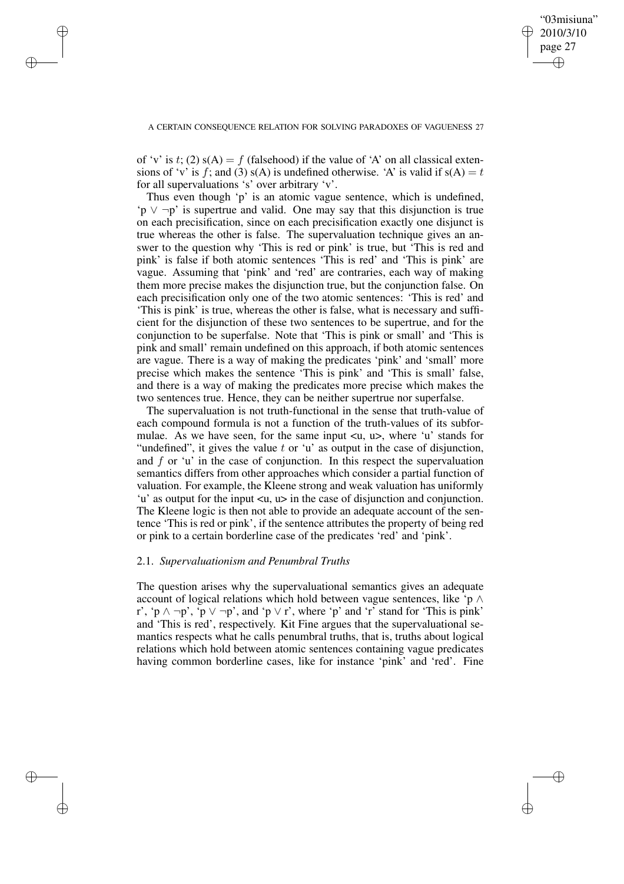of 'v' is $t$; (2) s(A) $= f$ (falsehood) if the value of 'A' on all classical extensions of 'v' is $f$; and (3) s(A) is undefined otherwise. 'A' is valid if s(A) $= t$ for all supervaluations 's' over arbitrary 'v'.

Thus even though 'p' is an atomic vague sentence, which is undefined, 'p $\vee \neg$p' is supertrue and valid. One may say that this disjunction is true on each precisification, since on each precisification exactly one disjunct is true whereas the other is false. The supervaluation technique gives an answer to the question why 'This is red or pink' is true, but 'This is red and pink' is false if both atomic sentences 'This is red' and 'This is pink' are vague. Assuming that 'pink' and 'red' are contraries, each way of making them more precise makes the disjunction true, but the conjunction false. On each precisification only one of the two atomic sentences: 'This is red' and 'This is pink' is true, whereas the other is false, what is necessary and sufficient for the disjunction of these two sentences to be supertrue, and for the conjunction to be superfalse. Note that 'This is pink or small' and 'This is pink and small' remain undefined on this approach, if both atomic sentences are vague. There is a way of making the predicates 'pink' and 'small' more precise which makes the sentence 'This is pink' and 'This is small' false, and there is a way of making the predicates more precise which makes the two sentences true. Hence, they can be neither supertrue nor superfalse.

The supervaluation is not truth-functional in the sense that truth-value of each compound formula is not a function of the truth-values of its subformulae. As we have seen, for the same input <u, u>, where 'u' stands for "undefined", it gives the value $t$ or 'u' as output in the case of disjunction, and $f$ or 'u' in the case of conjunction. In this respect the supervaluation semantics differs from other approaches which consider a partial function of valuation. For example, the Kleene strong and weak valuation has uniformly 'u' as output for the input <u, u> in the case of disjunction and conjunction. The Kleene logic is then not able to provide an adequate account of the sentence 'This is red or pink', if the sentence attributes the property of being red or pink to a certain borderline case of the predicates 'red' and 'pink'.

### 2.1. *Supervaluationism and Penumbral Truths*

The question arises why the supervaluational semantics gives an adequate account of logical relations which hold between vague sentences, like 'p $\wedge$ r', 'p $\wedge \neg$p', 'p $\vee \neg$p', and 'p $\vee$ r', where 'p' and 'r' stand for 'This is pink' and 'This is red', respectively. Kit Fine argues that the supervaluational semantics respects what he calls penumbral truths, that is, truths about logical relations which hold between atomic sentences containing vague predicates having common borderline cases, like for instance 'pink' and 'red'. Fine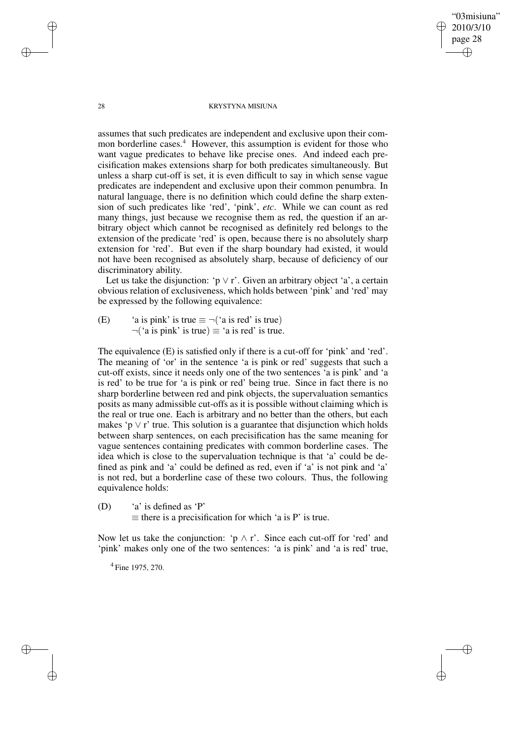assumes that such predicates are independent and exclusive upon their common borderline cases.[4] However, this assumption is evident for those who want vague predicates to behave like precise ones. And indeed each precisification makes extensions sharp for both predicates simultaneously. But unless a sharp cut-off is set, it is even difficult to say in which sense vague predicates are independent and exclusive upon their common penumbra. In natural language, there is no definition which could define the sharp extension of such predicates like 'red', 'pink', *etc*. While we can count as red many things, just because we recognise them as red, the question if an arbitrary object which cannot be recognised as definitely red belongs to the extension of the predicate 'red' is open, because there is no absolutely sharp extension for 'red'. But even if the sharp boundary had existed, it would not have been recognised as absolutely sharp, because of deficiency of our discriminatory ability.

Let us take the disjunction: 'p $\vee$ r'. Given an arbitrary object 'a', a certain obvious relation of exclusiveness, which holds between 'pink' and 'red' may be expressed by the following equivalence:

(E) 'a is pink' is true $\equiv \neg$('a is red' is true)
$\neg$('a is pink' is true) $\equiv$ 'a is red' is true.

The equivalence (E) is satisfied only if there is a cut-off for 'pink' and 'red'. The meaning of 'or' in the sentence 'a is pink or red' suggests that such a cut-off exists, since it needs only one of the two sentences 'a is pink' and 'a is red' to be true for 'a is pink or red' being true. Since in fact there is no sharp borderline between red and pink objects, the supervaluation semantics posits as many admissible cut-offs as it is possible without claiming which is the real or true one. Each is arbitrary and no better than the others, but each makes 'p $\vee$ r' true. This solution is a guarantee that disjunction which holds between sharp sentences, on each precisification has the same meaning for vague sentences containing predicates with common borderline cases. The idea which is close to the supervaluation technique is that 'a' could be defined as pink and 'a' could be defined as red, even if 'a' is not pink and 'a' is not red, but a borderline case of these two colours. Thus, the following equivalence holds:

(D) 'a' is defined as 'P'
$\equiv$ there is a precisification for which 'a is P' is true.

Now let us take the conjunction: 'p $\wedge$ r'. Since each cut-off for 'red' and 'pink' makes only one of the two sentences: 'a is pink' and 'a is red' true,

[4] Fine 1975, 270.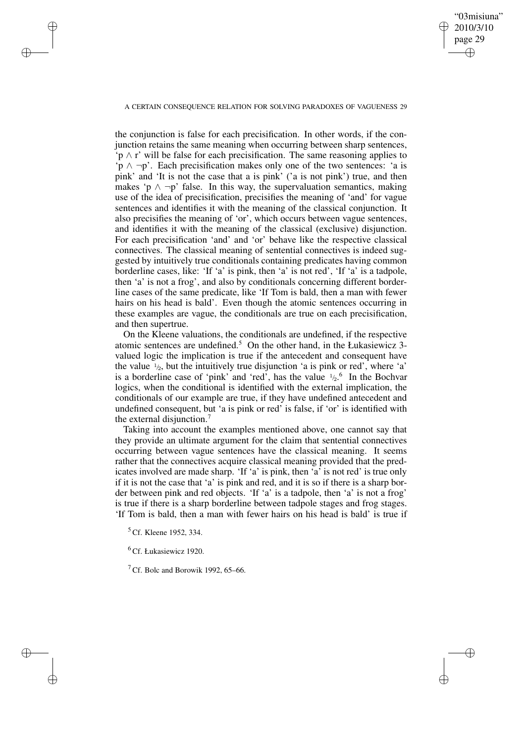the conjunction is false for each precisification. In other words, if the conjunction retains the same meaning when occurring between sharp sentences, 'p $\wedge$ r' will be false for each precisification. The same reasoning applies to 'p $\wedge$ $\neg$p'. Each precisification makes only one of the two sentences: 'a is pink' and 'It is not the case that a is pink' ('a is not pink') true, and then makes 'p $\wedge$ $\neg$p' false. In this way, the supervaluation semantics, making use of the idea of precisification, precisifies the meaning of 'and' for vague sentences and identifies it with the meaning of the classical conjunction. It also precisifies the meaning of 'or', which occurs between vague sentences, and identifies it with the meaning of the classical (exclusive) disjunction. For each precisification 'and' and 'or' behave like the respective classical connectives. The classical meaning of sentential connectives is indeed suggested by intuitively true conditionals containing predicates having common borderline cases, like: 'If 'a' is pink, then 'a' is not red', 'If 'a' is a tadpole, then 'a' is not a frog', and also by conditionals concerning different borderline cases of the same predicate, like 'If Tom is bald, then a man with fewer hairs on his head is bald'. Even though the atomic sentences occurring in these examples are vague, the conditionals are true on each precisification, and then supertrue.

On the Kleene valuations, the conditionals are undefined, if the respective atomic sentences are undefined.[5] On the other hand, in the Łukasiewicz 3-valued logic the implication is true if the antecedent and consequent have the value $\frac{1}{2}$, but the intuitively true disjunction 'a is pink or red', where 'a' is a borderline case of 'pink' and 'red', has the value $\frac{1}{2}$.[6] In the Bochvar logics, when the conditional is identified with the external implication, the conditionals of our example are true, if they have undefined antecedent and undefined consequent, but 'a is pink or red' is false, if 'or' is identified with the external disjunction.[7]

Taking into account the examples mentioned above, one cannot say that they provide an ultimate argument for the claim that sentential connectives occurring between vague sentences have the classical meaning. It seems rather that the connectives acquire classical meaning provided that the predicates involved are made sharp. 'If 'a' is pink, then 'a' is not red' is true only if it is not the case that 'a' is pink and red, and it is so if there is a sharp border between pink and red objects. 'If 'a' is a tadpole, then 'a' is not a frog' is true if there is a sharp borderline between tadpole stages and frog stages. 'If Tom is bald, then a man with fewer hairs on his head is bald' is true if

[5] Cf. Kleene 1952, 334.

[6] Cf. Łukasiewicz 1920.

[7] Cf. Bolc and Borowik 1992, 65–66.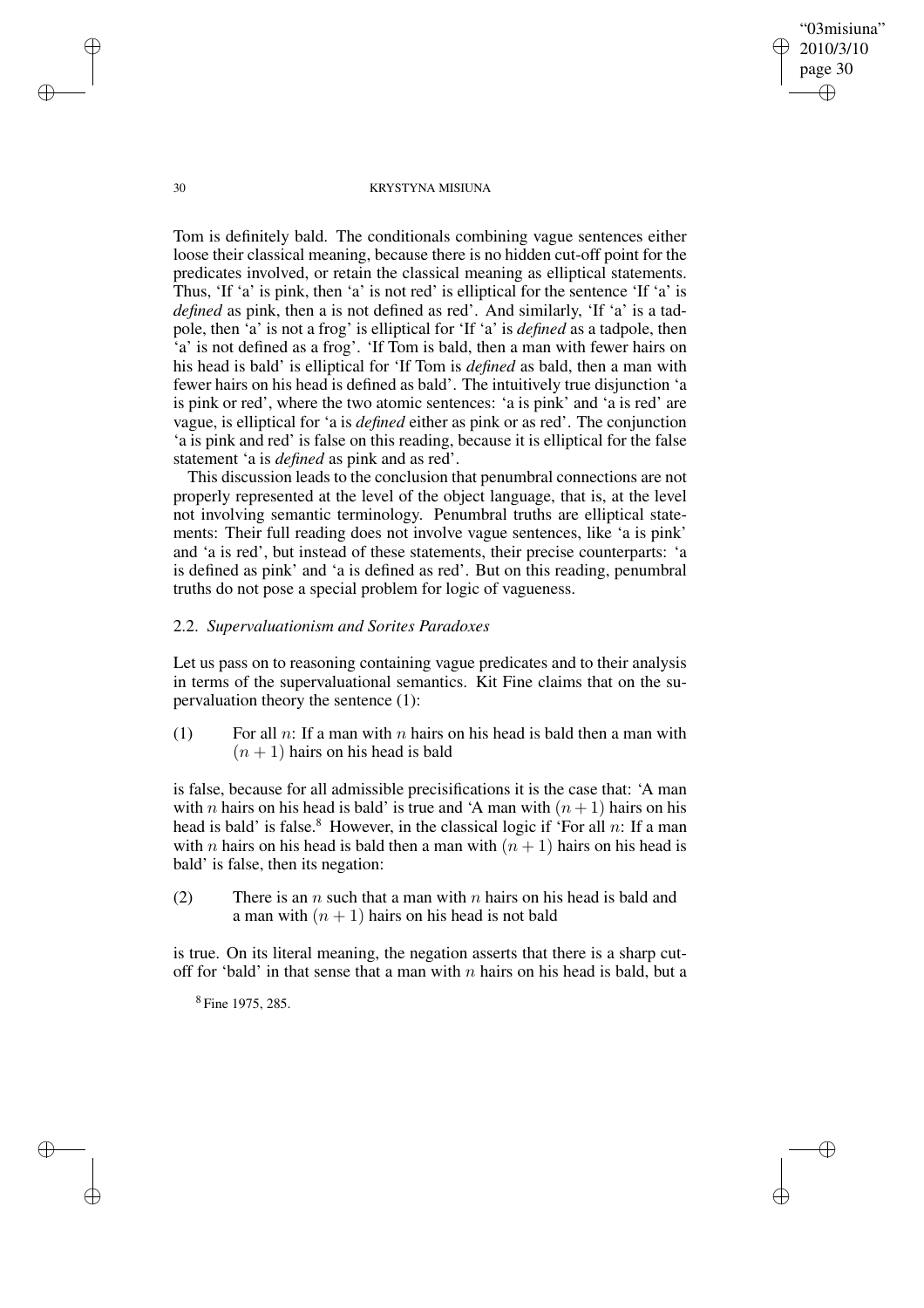Tom is definitely bald. The conditionals combining vague sentences either loose their classical meaning, because there is no hidden cut-off point for the predicates involved, or retain the classical meaning as elliptical statements. Thus, 'If 'a' is pink, then 'a' is not red' is elliptical for the sentence 'If 'a' is *defined* as pink, then a is not defined as red'. And similarly, 'If 'a' is a tadpole, then 'a' is not a frog' is elliptical for 'If 'a' is *defined* as a tadpole, then 'a' is not defined as a frog'. 'If Tom is bald, then a man with fewer hairs on his head is bald' is elliptical for 'If Tom is *defined* as bald, then a man with fewer hairs on his head is defined as bald'. The intuitively true disjunction 'a is pink or red', where the two atomic sentences: 'a is pink' and 'a is red' are vague, is elliptical for 'a is *defined* either as pink or as red'. The conjunction 'a is pink and red' is false on this reading, because it is elliptical for the false statement 'a is *defined* as pink and as red'.

This discussion leads to the conclusion that penumbral connections are not properly represented at the level of the object language, that is, at the level not involving semantic terminology. Penumbral truths are elliptical statements: Their full reading does not involve vague sentences, like 'a is pink' and 'a is red', but instead of these statements, their precise counterparts: 'a is defined as pink' and 'a is defined as red'. But on this reading, penumbral truths do not pose a special problem for logic of vagueness.

## 2.2. *Supervaluationism and Sorites Paradoxes*

Let us pass on to reasoning containing vague predicates and to their analysis in terms of the supervaluational semantics. Kit Fine claims that on the supervaluation theory the sentence (1):

(1) For all $n$: If a man with $n$ hairs on his head is bald then a man with $(n+1)$ hairs on his head is bald

is false, because for all admissible precisifications it is the case that: 'A man with $n$ hairs on his head is bald' is true and 'A man with $(n+1)$ hairs on his head is bald' is false.[8] However, in the classical logic if 'For all $n$: If a man with $n$ hairs on his head is bald then a man with $(n+1)$ hairs on his head is bald' is false, then its negation:

(2) There is an $n$ such that a man with $n$ hairs on his head is bald and a man with $(n+1)$ hairs on his head is not bald

is true. On its literal meaning, the negation asserts that there is a sharp cut-off for 'bald' in that sense that a man with $n$ hairs on his head is bald, but a

[8] Fine 1975, 285.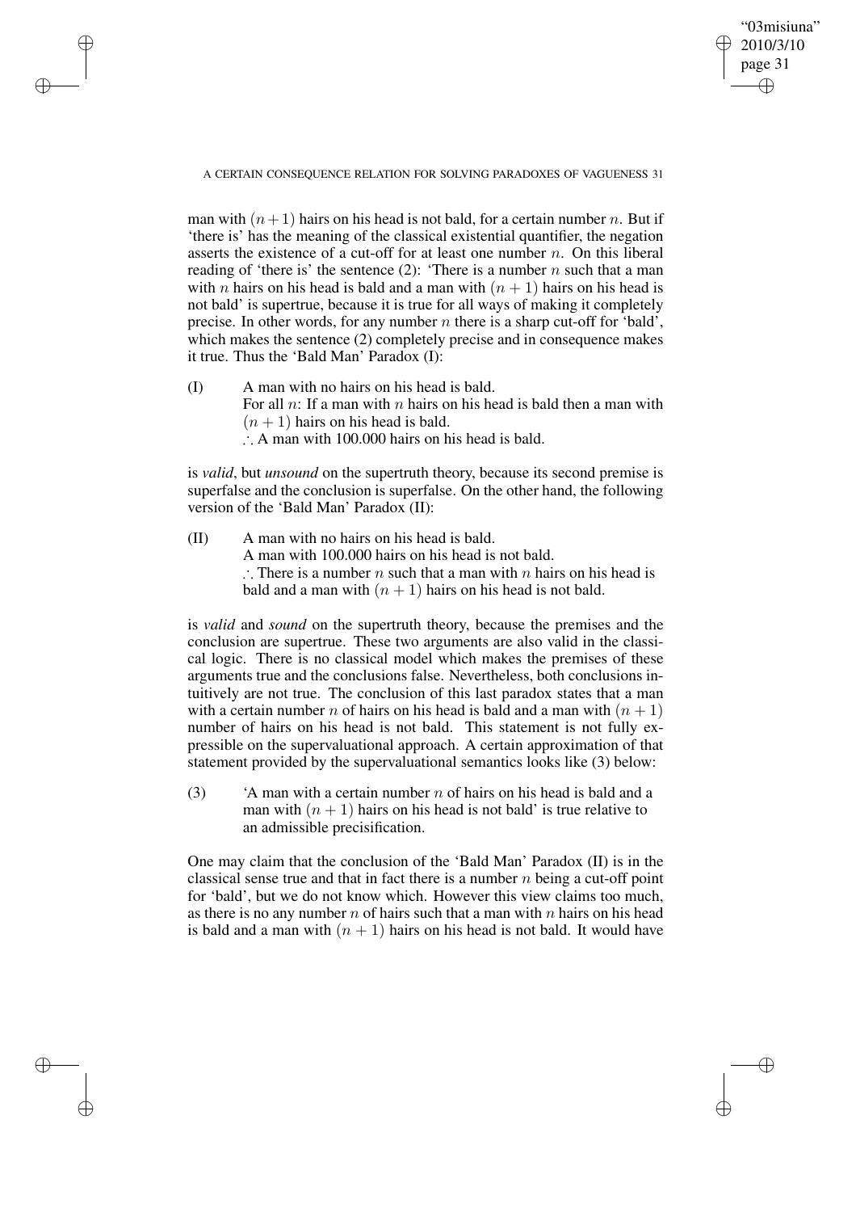man with $(n+1)$ hairs on his head is not bald, for a certain number $n$. But if 'there is' has the meaning of the classical existential quantifier, the negation asserts the existence of a cut-off for at least one number $n$. On this liberal reading of 'there is' the sentence (2): 'There is a number $n$ such that a man with $n$ hairs on his head is bald and a man with $(n+1)$ hairs on his head is not bald' is supertrue, because it is true for all ways of making it completely precise. In other words, for any number $n$ there is a sharp cut-off for 'bald', which makes the sentence (2) completely precise and in consequence makes it true. Thus the 'Bald Man' Paradox (I):

(I) A man with no hairs on his head is bald.
For all $n$: If a man with $n$ hairs on his head is bald then a man with $(n+1)$ hairs on his head is bald.
$\therefore$ A man with 100.000 hairs on his head is bald.

is *valid*, but *unsound* on the supertruth theory, because its second premise is superfalse and the conclusion is superfalse. On the other hand, the following version of the 'Bald Man' Paradox (II):

(II) A man with no hairs on his head is bald.
A man with 100.000 hairs on his head is not bald.
$\therefore$ There is a number $n$ such that a man with $n$ hairs on his head is bald and a man with $(n+1)$ hairs on his head is not bald.

is *valid* and *sound* on the supertruth theory, because the premises and the conclusion are supertrue. These two arguments are also valid in the classical logic. There is no classical model which makes the premises of these arguments true and the conclusions false. Nevertheless, both conclusions intuitively are not true. The conclusion of this last paradox states that a man with a certain number $n$ of hairs on his head is bald and a man with $(n+1)$ number of hairs on his head is not bald. This statement is not fully expressible on the supervaluational approach. A certain approximation of that statement provided by the supervaluational semantics looks like (3) below:

(3) 'A man with a certain number $n$ of hairs on his head is bald and a man with $(n+1)$ hairs on his head is not bald' is true relative to an admissible precisification.

One may claim that the conclusion of the 'Bald Man' Paradox (II) is in the classical sense true and that in fact there is a number $n$ being a cut-off point for 'bald', but we do not know which. However this view claims too much, as there is no any number $n$ of hairs such that a man with $n$ hairs on his head is bald and a man with $(n+1)$ hairs on his head is not bald. It would have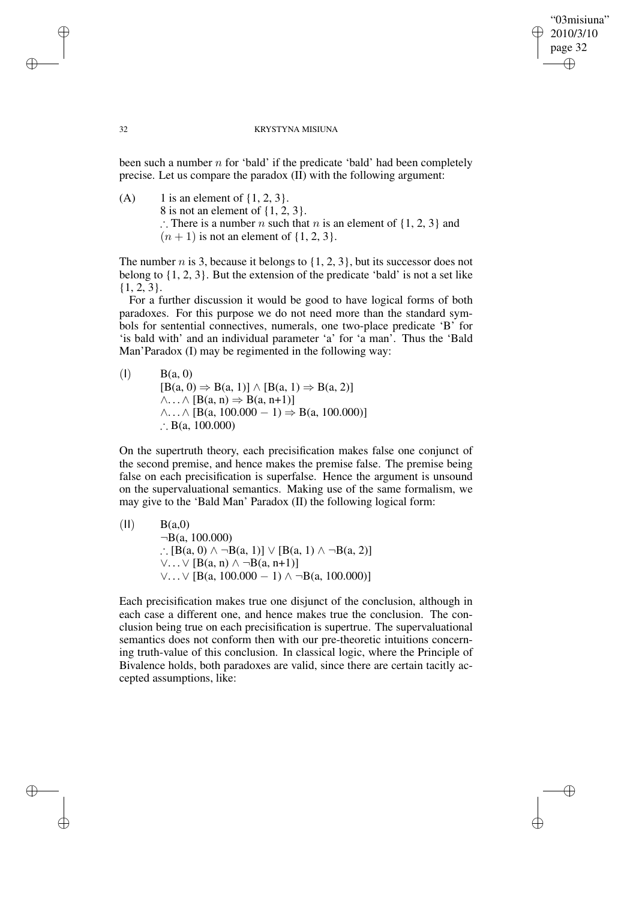been such a number $n$ for 'bald' if the predicate 'bald' had been completely precise. Let us compare the paradox (II) with the following argument:

(A) 1 is an element of {1, 2, 3}.
8 is not an element of {1, 2, 3}.
∴ There is a number $n$ such that $n$ is an element of {1, 2, 3} and $(n + 1)$ is not an element of {1, 2, 3}.

The number $n$ is 3, because it belongs to {1, 2, 3}, but its successor does not belong to {1, 2, 3}. But the extension of the predicate 'bald' is not a set like {1, 2, 3}.

For a further discussion it would be good to have logical forms of both paradoxes. For this purpose we do not need more than the standard symbols for sentential connectives, numerals, one two-place predicate 'B' for 'is bald with' and an individual parameter 'a' for 'a man'. Thus the 'Bald Man'Paradox (I) may be regimented in the following way:

(I) B(a, 0)
$[B(a, 0) \Rightarrow B(a, 1)] \wedge [B(a, 1) \Rightarrow B(a, 2)]$
$\wedge \ldots \wedge [B(a, n) \Rightarrow B(a, n+1)]$
$\wedge \ldots \wedge [B(a, 100.000 - 1) \Rightarrow B(a, 100.000)]$
∴ B(a, 100.000)

On the supertruth theory, each precisification makes false one conjunct of the second premise, and hence makes the premise false. The premise being false on each precisification is superfalse. Hence the argument is unsound on the supervaluational semantics. Making use of the same formalism, we may give to the 'Bald Man' Paradox (II) the following logical form:

(II) B(a,0)
$\neg$B(a, 100.000)
∴ $[B(a, 0) \wedge \neg B(a, 1)] \vee [B(a, 1) \wedge \neg B(a, 2)]$
$\vee \ldots \vee [B(a, n) \wedge \neg B(a, n+1)]$
$\vee \ldots \vee [B(a, 100.000 - 1) \wedge \neg B(a, 100.000)]$

Each precisification makes true one disjunct of the conclusion, although in each case a different one, and hence makes true the conclusion. The conclusion being true on each precisification is supertrue. The supervaluational semantics does not conform then with our pre-theoretic intuitions concerning truth-value of this conclusion. In classical logic, where the Principle of Bivalence holds, both paradoxes are valid, since there are certain tacitly accepted assumptions, like: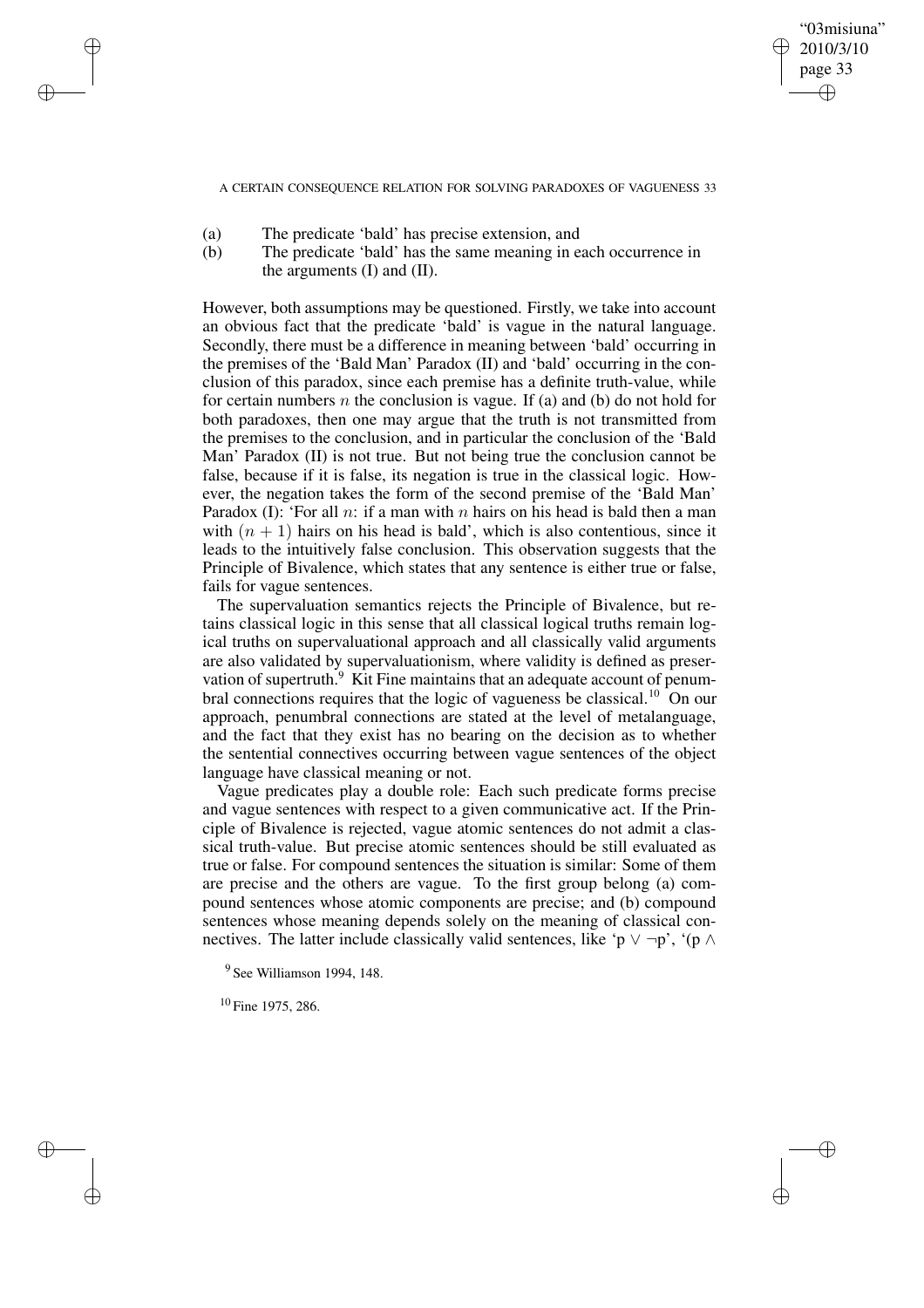(a) The predicate 'bald' has precise extension, and

(b) The predicate 'bald' has the same meaning in each occurrence in the arguments (I) and (II).

However, both assumptions may be questioned. Firstly, we take into account an obvious fact that the predicate 'bald' is vague in the natural language. Secondly, there must be a difference in meaning between 'bald' occurring in the premises of the 'Bald Man' Paradox (II) and 'bald' occurring in the conclusion of this paradox, since each premise has a definite truth-value, while for certain numbers $n$ the conclusion is vague. If (a) and (b) do not hold for both paradoxes, then one may argue that the truth is not transmitted from the premises to the conclusion, and in particular the conclusion of the 'Bald Man' Paradox (II) is not true. But not being true the conclusion cannot be false, because if it is false, its negation is true in the classical logic. However, the negation takes the form of the second premise of the 'Bald Man' Paradox (I): 'For all $n$: if a man with $n$ hairs on his head is bald then a man with $(n + 1)$ hairs on his head is bald', which is also contentious, since it leads to the intuitively false conclusion. This observation suggests that the Principle of Bivalence, which states that any sentence is either true or false, fails for vague sentences.

The supervaluation semantics rejects the Principle of Bivalence, but retains classical logic in this sense that all classical logical truths remain logical truths on supervaluational approach and all classically valid arguments are also validated by supervaluationism, where validity is defined as preservation of supertruth.[9] Kit Fine maintains that an adequate account of penumbral connections requires that the logic of vagueness be classical.[10] On our approach, penumbral connections are stated at the level of metalanguage, and the fact that they exist has no bearing on the decision as to whether the sentential connectives occurring between vague sentences of the object language have classical meaning or not.

Vague predicates play a double role: Each such predicate forms precise and vague sentences with respect to a given communicative act. If the Principle of Bivalence is rejected, vague atomic sentences do not admit a classical truth-value. But precise atomic sentences should be still evaluated as true or false. For compound sentences the situation is similar: Some of them are precise and the others are vague. To the first group belong (a) compound sentences whose atomic components are precise; and (b) compound sentences whose meaning depends solely on the meaning of classical connectives. The latter include classically valid sentences, like 'p $\vee$ $\neg$p', '(p $\wedge$

[9] See Williamson 1994, 148.

[10] Fine 1975, 286.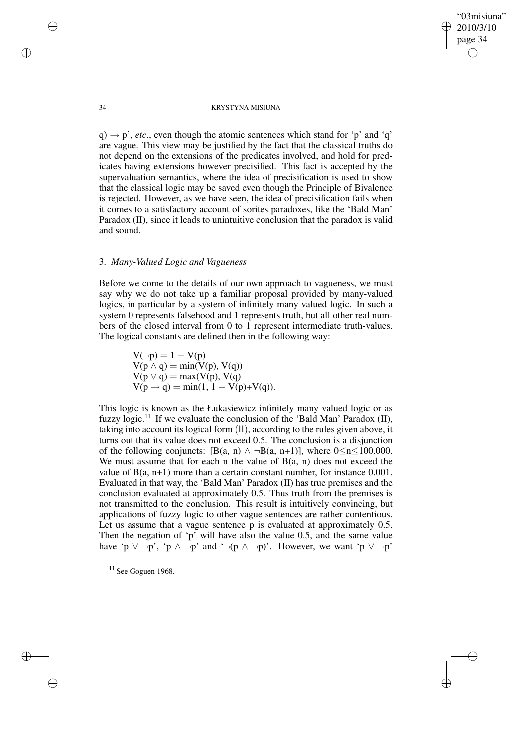q) → p', *etc*., even though the atomic sentences which stand for 'p' and 'q' are vague. This view may be justified by the fact that the classical truths do not depend on the extensions of the predicates involved, and hold for predicates having extensions however precisified. This fact is accepted by the supervaluation semantics, where the idea of precisification is used to show that the classical logic may be saved even though the Principle of Bivalence is rejected. However, as we have seen, the idea of precisification fails when it comes to a satisfactory account of sorites paradoxes, like the 'Bald Man' Paradox (II), since it leads to unintuitive conclusion that the paradox is valid and sound.

### 3. *Many-Valued Logic and Vagueness*

Before we come to the details of our own approach to vagueness, we must say why we do not take up a familiar proposal provided by many-valued logics, in particular by a system of infinitely many valued logic. In such a system 0 represents falsehood and 1 represents truth, but all other real numbers of the closed interval from 0 to 1 represent intermediate truth-values. The logical constants are defined then in the following way:

$$V(\neg p) = 1 - V(p)$$
$$V(p \wedge q) = \min(V(p), V(q))$$
$$V(p \vee q) = \max(V(p), V(q)$$
$$V(p \rightarrow q) = \min(1, 1 - V(p) + V(q)).$$

This logic is known as the Łukasiewicz infinitely many valued logic or as fuzzy logic.[11] If we evaluate the conclusion of the 'Bald Man' Paradox (II), taking into account its logical form (II), according to the rules given above, it turns out that its value does not exceed 0.5. The conclusion is a disjunction of the following conjuncts: $[B(a, n) \wedge \neg B(a, n+1)]$, where $0 \leq n \leq 100.000$. We must assume that for each n the value of B(a, n) does not exceed the value of B(a, n+1) more than a certain constant number, for instance 0.001. Evaluated in that way, the 'Bald Man' Paradox (II) has true premises and the conclusion evaluated at approximately 0.5. Thus truth from the premises is not transmitted to the conclusion. This result is intuitively convincing, but applications of fuzzy logic to other vague sentences are rather contentious. Let us assume that a vague sentence p is evaluated at approximately 0.5. Then the negation of 'p' will have also the value 0.5, and the same value have 'p ∨ ¬p', 'p ∧ ¬p' and '¬(p ∧ ¬p)'. However, we want 'p ∨ ¬p'

[11] See Goguen 1968.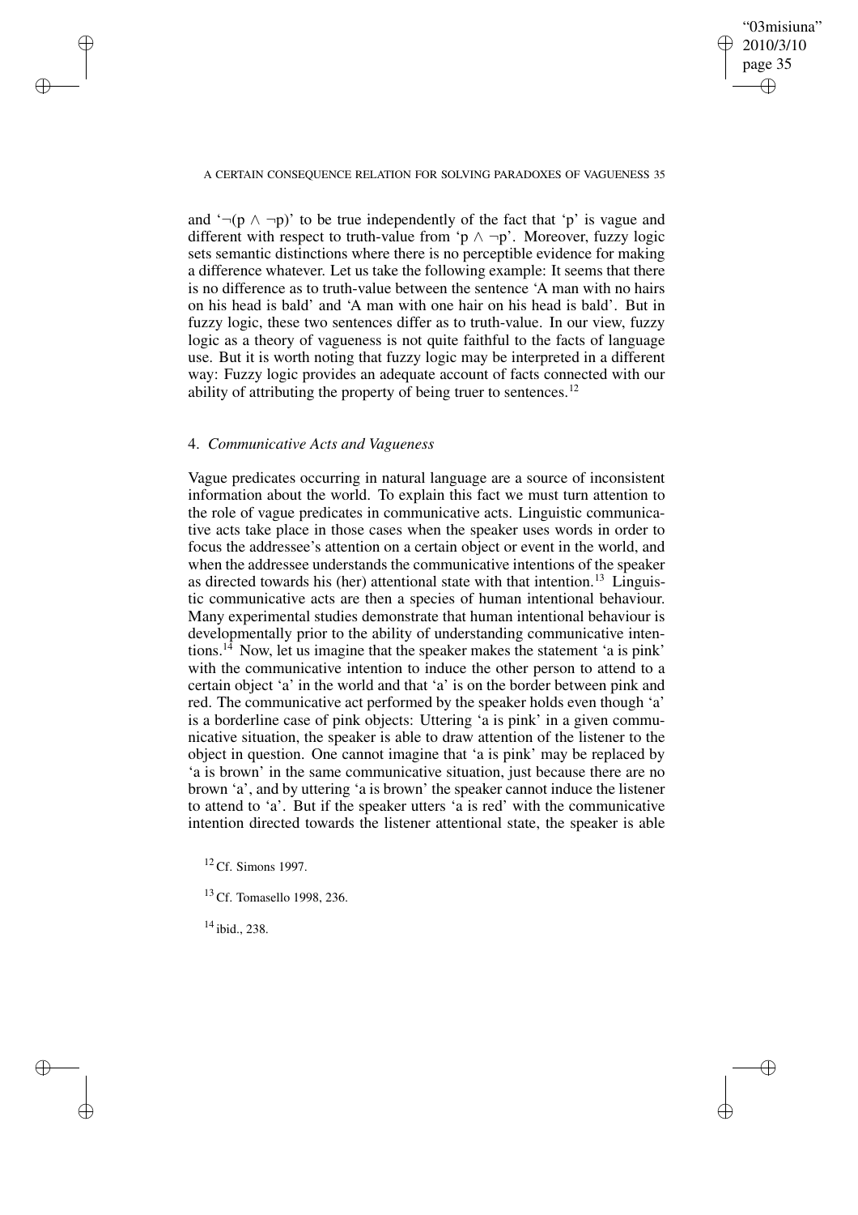and '$\neg(p \wedge \neg p)$' to be true independently of the fact that 'p' is vague and different with respect to truth-value from '$p \wedge \neg p$'. Moreover, fuzzy logic sets semantic distinctions where there is no perceptible evidence for making a difference whatever. Let us take the following example: It seems that there is no difference as to truth-value between the sentence 'A man with no hairs on his head is bald' and 'A man with one hair on his head is bald'. But in fuzzy logic, these two sentences differ as to truth-value. In our view, fuzzy logic as a theory of vagueness is not quite faithful to the facts of language use. But it is worth noting that fuzzy logic may be interpreted in a different way: Fuzzy logic provides an adequate account of facts connected with our ability of attributing the property of being truer to sentences.[12]

## 4. *Communicative Acts and Vagueness*

Vague predicates occurring in natural language are a source of inconsistent information about the world. To explain this fact we must turn attention to the role of vague predicates in communicative acts. Linguistic communicative acts take place in those cases when the speaker uses words in order to focus the addressee's attention on a certain object or event in the world, and when the addressee understands the communicative intentions of the speaker as directed towards his (her) attentional state with that intention.[13] Linguistic communicative acts are then a species of human intentional behaviour. Many experimental studies demonstrate that human intentional behaviour is developmentally prior to the ability of understanding communicative intentions.[14] Now, let us imagine that the speaker makes the statement 'a is pink' with the communicative intention to induce the other person to attend to a certain object 'a' in the world and that 'a' is on the border between pink and red. The communicative act performed by the speaker holds even though 'a' is a borderline case of pink objects: Uttering 'a is pink' in a given communicative situation, the speaker is able to draw attention of the listener to the object in question. One cannot imagine that 'a is pink' may be replaced by 'a is brown' in the same communicative situation, just because there are no brown 'a', and by uttering 'a is brown' the speaker cannot induce the listener to attend to 'a'. But if the speaker utters 'a is red' with the communicative intention directed towards the listener attentional state, the speaker is able

[12] Cf. Simons 1997.

[13] Cf. Tomasello 1998, 236.

[14] ibid., 238.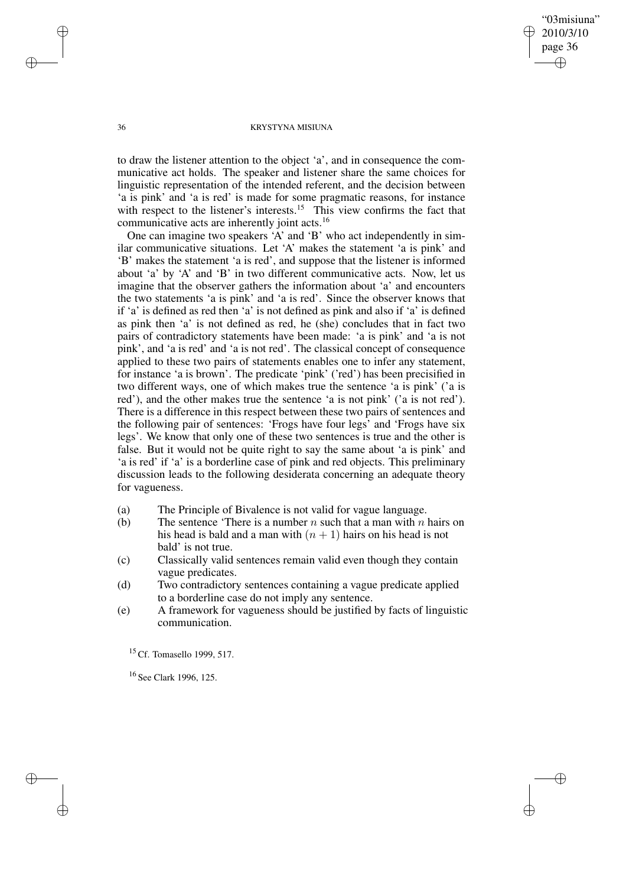to draw the listener attention to the object 'a', and in consequence the communicative act holds. The speaker and listener share the same choices for linguistic representation of the intended referent, and the decision between 'a is pink' and 'a is red' is made for some pragmatic reasons, for instance with respect to the listener's interests.[15] This view confirms the fact that communicative acts are inherently joint acts.[16]

One can imagine two speakers 'A' and 'B' who act independently in similar communicative situations. Let 'A' makes the statement 'a is pink' and 'B' makes the statement 'a is red', and suppose that the listener is informed about 'a' by 'A' and 'B' in two different communicative acts. Now, let us imagine that the observer gathers the information about 'a' and encounters the two statements 'a is pink' and 'a is red'. Since the observer knows that if 'a' is defined as red then 'a' is not defined as pink and also if 'a' is defined as pink then 'a' is not defined as red, he (she) concludes that in fact two pairs of contradictory statements have been made: 'a is pink' and 'a is not pink', and 'a is red' and 'a is not red'. The classical concept of consequence applied to these two pairs of statements enables one to infer any statement, for instance 'a is brown'. The predicate 'pink' ('red') has been precisified in two different ways, one of which makes true the sentence 'a is pink' ('a is red'), and the other makes true the sentence 'a is not pink' ('a is not red'). There is a difference in this respect between these two pairs of sentences and the following pair of sentences: 'Frogs have four legs' and 'Frogs have six legs'. We know that only one of these two sentences is true and the other is false. But it would not be quite right to say the same about 'a is pink' and 'a is red' if 'a' is a borderline case of pink and red objects. This preliminary discussion leads to the following desiderata concerning an adequate theory for vagueness.

(a) The Principle of Bivalence is not valid for vague language.

(b) The sentence 'There is a number $n$ such that a man with $n$ hairs on his head is bald and a man with $(n + 1)$ hairs on his head is not bald' is not true.

(c) Classically valid sentences remain valid even though they contain vague predicates.

(d) Two contradictory sentences containing a vague predicate applied to a borderline case do not imply any sentence.

(e) A framework for vagueness should be justified by facts of linguistic communication.

[15] Cf. Tomasello 1999, 517.

[16] See Clark 1996, 125.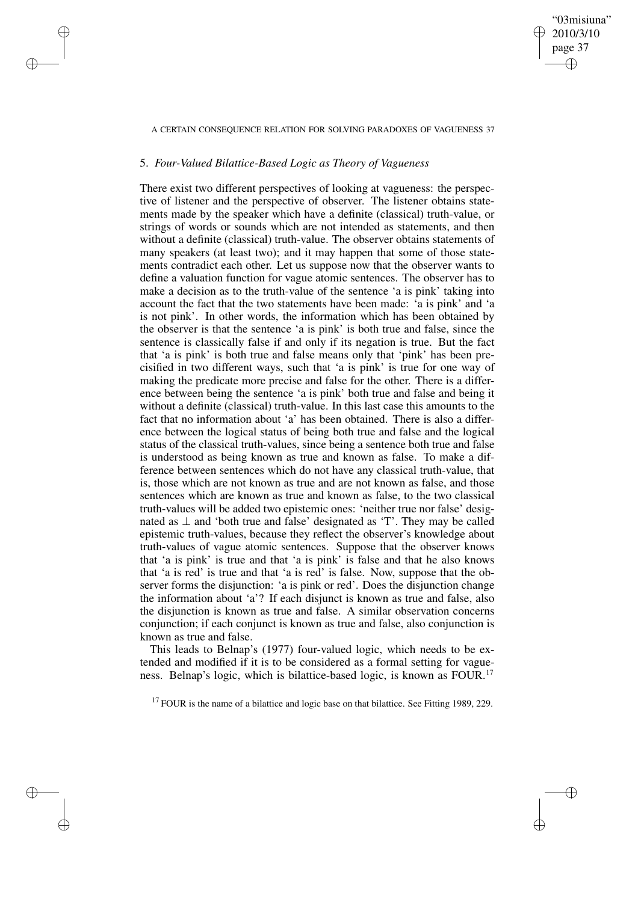## 5. *Four-Valued Bilattice-Based Logic as Theory of Vagueness*

There exist two different perspectives of looking at vagueness: the perspective of listener and the perspective of observer. The listener obtains statements made by the speaker which have a definite (classical) truth-value, or strings of words or sounds which are not intended as statements, and then without a definite (classical) truth-value. The observer obtains statements of many speakers (at least two); and it may happen that some of those statements contradict each other. Let us suppose now that the observer wants to define a valuation function for vague atomic sentences. The observer has to make a decision as to the truth-value of the sentence 'a is pink' taking into account the fact that the two statements have been made: 'a is pink' and 'a is not pink'. In other words, the information which has been obtained by the observer is that the sentence 'a is pink' is both true and false, since the sentence is classically false if and only if its negation is true. But the fact that 'a is pink' is both true and false means only that 'pink' has been precisified in two different ways, such that 'a is pink' is true for one way of making the predicate more precise and false for the other. There is a difference between being the sentence 'a is pink' both true and false and being it without a definite (classical) truth-value. In this last case this amounts to the fact that no information about 'a' has been obtained. There is also a difference between the logical status of being both true and false and the logical status of the classical truth-values, since being a sentence both true and false is understood as being known as true and known as false. To make a difference between sentences which do not have any classical truth-value, that is, those which are not known as true and are not known as false, and those sentences which are known as true and known as false, to the two classical truth-values will be added two epistemic ones: 'neither true nor false' designated as $\perp$ and 'both true and false' designated as 'T'. They may be called epistemic truth-values, because they reflect the observer's knowledge about truth-values of vague atomic sentences. Suppose that the observer knows that 'a is pink' is true and that 'a is pink' is false and that he also knows that 'a is red' is true and that 'a is red' is false. Now, suppose that the observer forms the disjunction: 'a is pink or red'. Does the disjunction change the information about 'a'? If each disjunct is known as true and false, also the disjunction is known as true and false. A similar observation concerns conjunction; if each conjunct is known as true and false, also conjunction is known as true and false.

This leads to Belnap's (1977) four-valued logic, which needs to be extended and modified if it is to be considered as a formal setting for vagueness. Belnap's logic, which is bilattice-based logic, is known as FOUR.[17]

[17] FOUR is the name of a bilattice and logic base on that bilattice. See Fitting 1989, 229.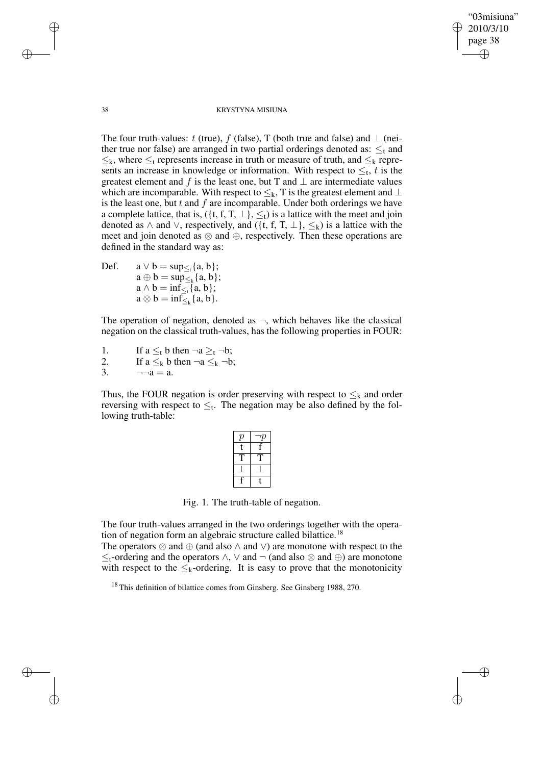The four truth-values: $t$ (true), $f$ (false), T (both true and false) and $\bot$ (neither true nor false) are arranged in two partial orderings denoted as: $\leq_t$ and $\leq_k$, where $\leq_t$ represents increase in truth or measure of truth, and $\leq_k$ represents an increase in knowledge or information. With respect to $\leq_t$, $t$ is the greatest element and $f$ is the least one, but T and $\bot$ are intermediate values which are incomparable. With respect to $\leq_k$, T is the greatest element and $\bot$ is the least one, but $t$ and $f$ are incomparable. Under both orderings we have a complete lattice, that is, $(\{t, f, T, \bot\}, \leq_t)$ is a lattice with the meet and join denoted as $\wedge$ and $\vee$, respectively, and $(\{t, f, T, \bot\}, \leq_k)$ is a lattice with the meet and join denoted as $\otimes$ and $\oplus$, respectively. Then these operations are defined in the standard way as:

Def. $a \vee b = \sup_{\leq_t}\{a, b\}$;
$a \oplus b = \sup_{\leq_k}\{a, b\}$;
$a \wedge b = \inf_{\leq_t}\{a, b\}$;
$a \otimes b = \inf_{\leq_k}\{a, b\}$.

The operation of negation, denoted as $\neg$, which behaves like the classical negation on the classical truth-values, has the following properties in FOUR:

1. If $a \leq_t b$ then $\neg a \geq_t \neg b$;
2. If $a \leq_k b$ then $\neg a \leq_k \neg b$;
3. $\neg\neg a = a$.

Thus, the FOUR negation is order preserving with respect to $\leq_k$ and order reversing with respect to $\leq_t$. The negation may be also defined by the following truth-table:

| $p$ | $\neg p$ |
|---|---|
| t | f |
| T | T |
| $\bot$ | $\bot$ |
| f | t |

Fig. 1. The truth-table of negation.

The four truth-values arranged in the two orderings together with the operation of negation form an algebraic structure called bilattice.[18]

The operators $\otimes$ and $\oplus$ (and also $\wedge$ and $\vee$) are monotone with respect to the $\leq_t$-ordering and the operators $\wedge$, $\vee$ and $\neg$ (and also $\otimes$ and $\oplus$) are monotone with respect to the $\leq_k$-ordering. It is easy to prove that the monotonicity

[18] This definition of bilattice comes from Ginsberg. See Ginsberg 1988, 270.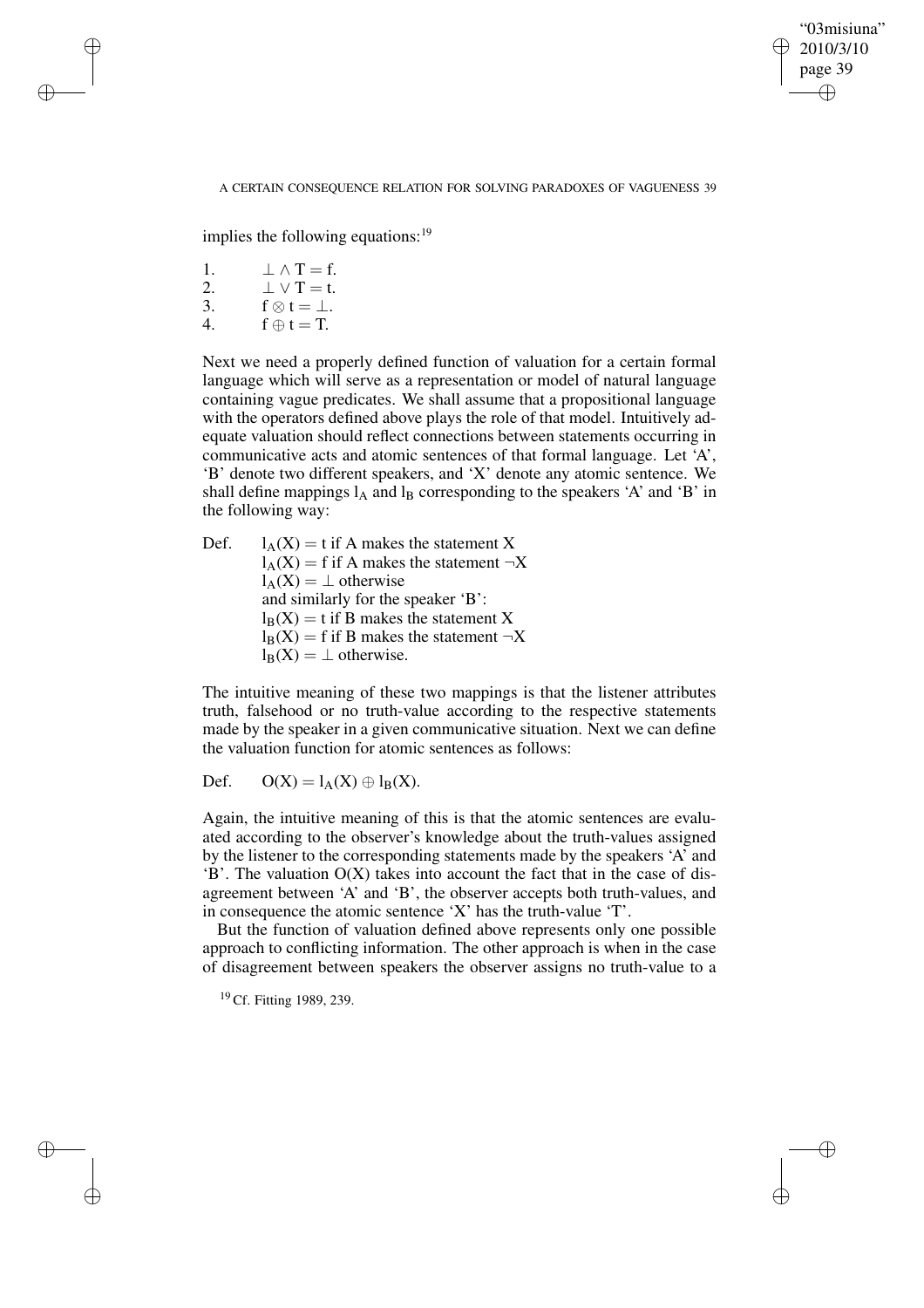implies the following equations:[19]

1. $\bot \wedge \top = \mathrm{f}$.
2. $\bot \vee \top = \mathrm{t}$.
3. $\mathrm{f} \otimes \mathrm{t} = \bot$.
4. $\mathrm{f} \oplus \mathrm{t} = \top$.

Next we need a properly defined function of valuation for a certain formal language which will serve as a representation or model of natural language containing vague predicates. We shall assume that a propositional language with the operators defined above plays the role of that model. Intuitively adequate valuation should reflect connections between statements occurring in communicative acts and atomic sentences of that formal language. Let 'A', 'B' denote two different speakers, and 'X' denote any atomic sentence. We shall define mappings $l_A$ and $l_B$ corresponding to the speakers 'A' and 'B' in the following way:

Def. $l_A(X) = \mathrm{t}$ if A makes the statement X
$l_A(X) = \mathrm{f}$ if A makes the statement $\neg X$
$l_A(X) = \bot$ otherwise
and similarly for the speaker 'B':
$l_B(X) = \mathrm{t}$ if B makes the statement X
$l_B(X) = \mathrm{f}$ if B makes the statement $\neg X$
$l_B(X) = \bot$ otherwise.

The intuitive meaning of these two mappings is that the listener attributes truth, falsehood or no truth-value according to the respective statements made by the speaker in a given communicative situation. Next we can define the valuation function for atomic sentences as follows:

Def. $O(X) = l_A(X) \oplus l_B(X)$.

Again, the intuitive meaning of this is that the atomic sentences are evaluated according to the observer's knowledge about the truth-values assigned by the listener to the corresponding statements made by the speakers 'A' and 'B'. The valuation $O(X)$ takes into account the fact that in the case of disagreement between 'A' and 'B', the observer accepts both truth-values, and in consequence the atomic sentence 'X' has the truth-value '$\top$'.

But the function of valuation defined above represents only one possible approach to conflicting information. The other approach is when in the case of disagreement between speakers the observer assigns no truth-value to a

[19] Cf. Fitting 1989, 239.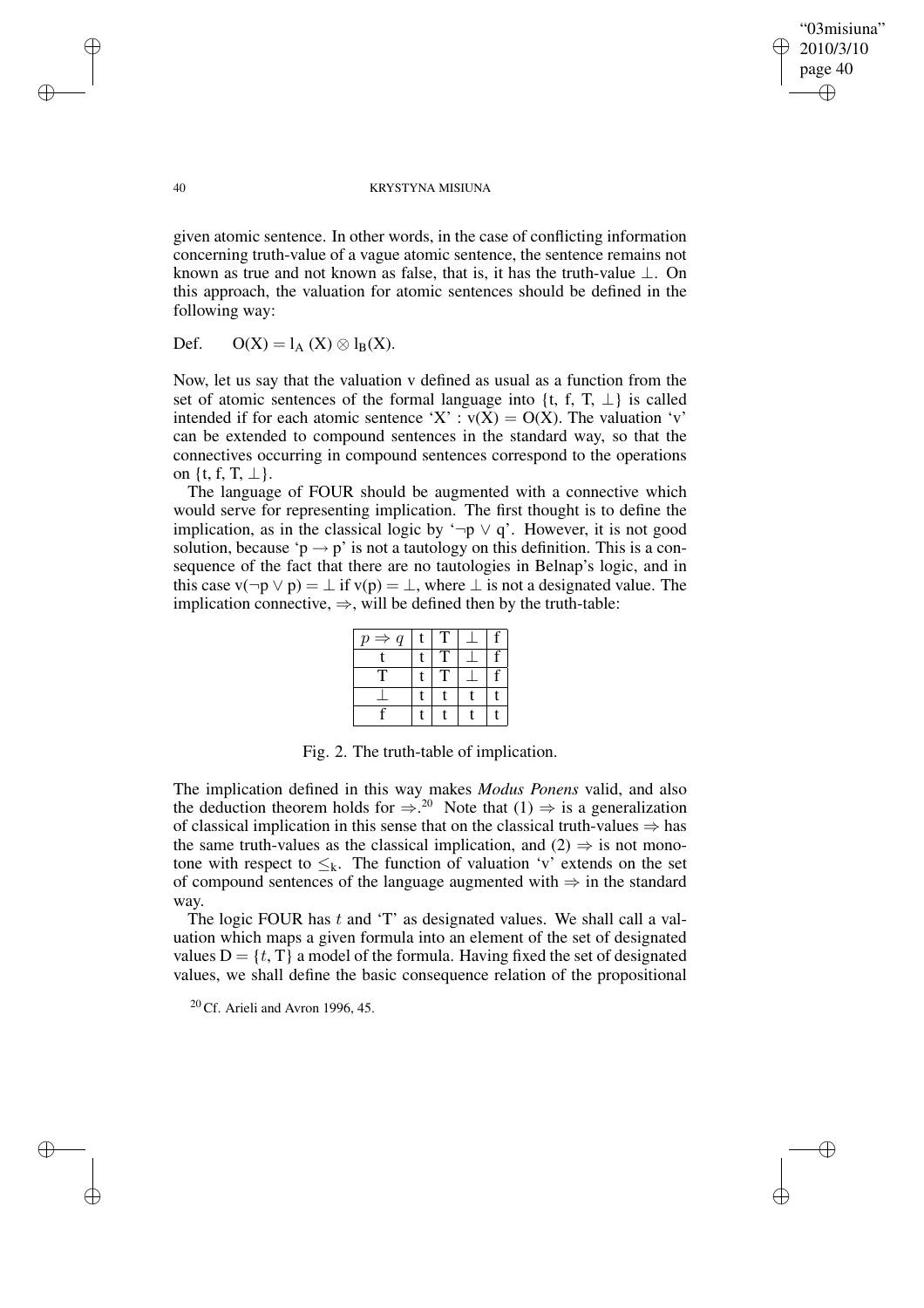given atomic sentence. In other words, in the case of conflicting information concerning truth-value of a vague atomic sentence, the sentence remains not known as true and not known as false, that is, it has the truth-value $\bot$. On this approach, the valuation for atomic sentences should be defined in the following way:

Def. $\quad O(X) = l_A(X) \otimes l_B(X)$.

Now, let us say that the valuation v defined as usual as a function from the set of atomic sentences of the formal language into {t, f, T, $\bot$} is called intended if for each atomic sentence 'X' : $v(X) = O(X)$. The valuation 'v' can be extended to compound sentences in the standard way, so that the connectives occurring in compound sentences correspond to the operations on {t, f, T, $\bot$}.

The language of FOUR should be augmented with a connective which would serve for representing implication. The first thought is to define the implication, as in the classical logic by '$\neg p \vee q$'. However, it is not good solution, because '$p \rightarrow p$' is not a tautology on this definition. This is a consequence of the fact that there are no tautologies in Belnap's logic, and in this case $v(\neg p \vee p) = \bot$ if $v(p) = \bot$, where $\bot$ is not a designated value. The implication connective, $\Rightarrow$, will be defined then by the truth-table:

| $p \Rightarrow q$ | t | T | $\bot$ | f |
|---|---|---|---|---|
| t | t | T | $\bot$ | f |
| T | t | T | $\bot$ | f |
| $\bot$ | t | t | t | t |
| f | t | t | t | t |

Fig. 2. The truth-table of implication.

The implication defined in this way makes *Modus Ponens* valid, and also the deduction theorem holds for $\Rightarrow$.[20] Note that (1) $\Rightarrow$ is a generalization of classical implication in this sense that on the classical truth-values $\Rightarrow$ has the same truth-values as the classical implication, and (2) $\Rightarrow$ is not monotone with respect to $\leq_k$. The function of valuation 'v' extends on the set of compound sentences of the language augmented with $\Rightarrow$ in the standard way.

The logic FOUR has $t$ and 'T' as designated values. We shall call a valuation which maps a given formula into an element of the set of designated values $D = \{t, T\}$ a model of the formula. Having fixed the set of designated values, we shall define the basic consequence relation of the propositional

[20] Cf. Arieli and Avron 1996, 45.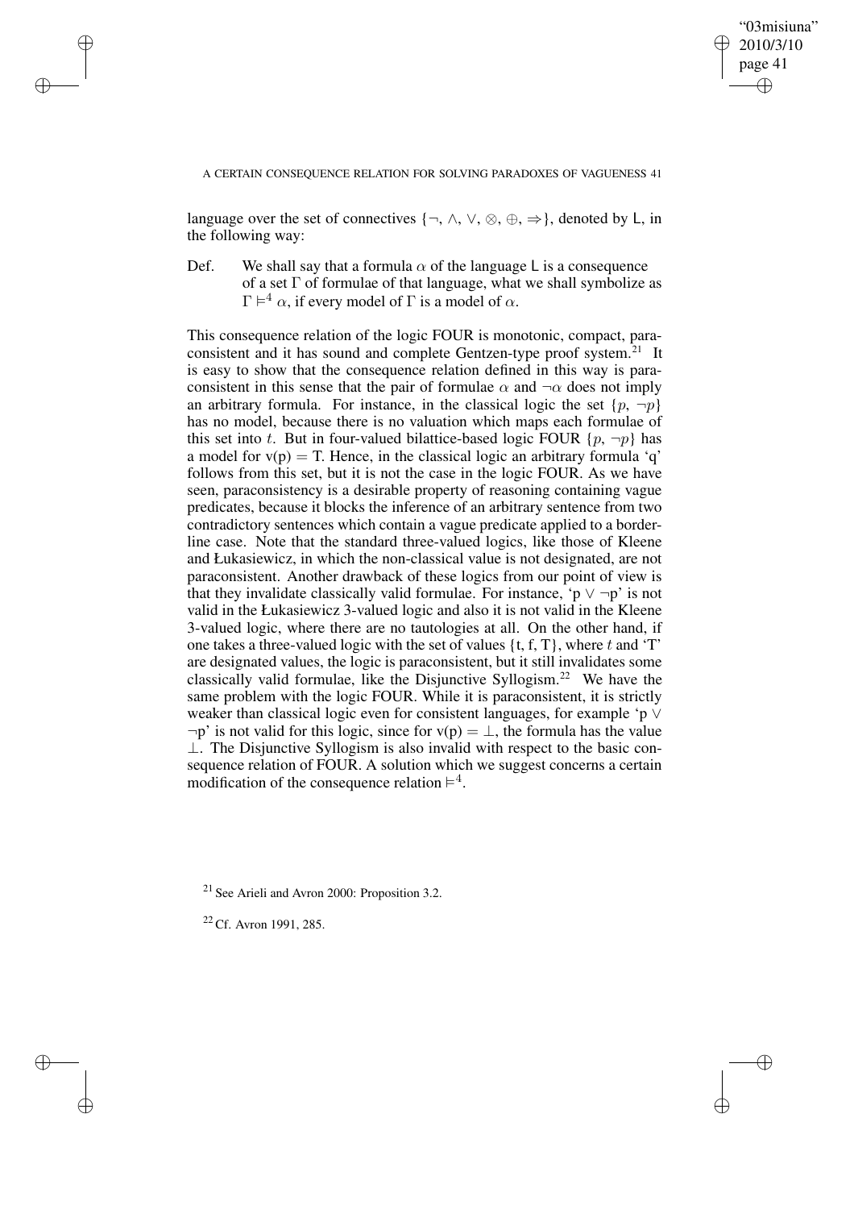language over the set of connectives $\{\neg, \wedge, \vee, \otimes, \oplus, \Rightarrow\}$, denoted by L, in the following way:

Def. We shall say that a formula $\alpha$ of the language L is a consequence of a set $\Gamma$ of formulae of that language, what we shall symbolize as $\Gamma \vDash^4 \alpha$, if every model of $\Gamma$ is a model of $\alpha$.

This consequence relation of the logic FOUR is monotonic, compact, paraconsistent and it has sound and complete Gentzen-type proof system.[21] It is easy to show that the consequence relation defined in this way is paraconsistent in this sense that the pair of formulae $\alpha$ and $\neg\alpha$ does not imply an arbitrary formula. For instance, in the classical logic the set $\{p, \neg p\}$ has no model, because there is no valuation which maps each formulae of this set into $t$. But in four-valued bilattice-based logic FOUR $\{p, \neg p\}$ has a model for $v(p) = T$. Hence, in the classical logic an arbitrary formula 'q' follows from this set, but it is not the case in the logic FOUR. As we have seen, paraconsistency is a desirable property of reasoning containing vague predicates, because it blocks the inference of an arbitrary sentence from two contradictory sentences which contain a vague predicate applied to a borderline case. Note that the standard three-valued logics, like those of Kleene and Łukasiewicz, in which the non-classical value is not designated, are not paraconsistent. Another drawback of these logics from our point of view is that they invalidate classically valid formulae. For instance, '$p \vee \neg p$' is not valid in the Łukasiewicz 3-valued logic and also it is not valid in the Kleene 3-valued logic, where there are no tautologies at all. On the other hand, if one takes a three-valued logic with the set of values $\{t, f, T\}$, where $t$ and 'T' are designated values, the logic is paraconsistent, but it still invalidates some classically valid formulae, like the Disjunctive Syllogism.[22] We have the same problem with the logic FOUR. While it is paraconsistent, it is strictly weaker than classical logic even for consistent languages, for example '$p \vee \neg p$' is not valid for this logic, since for $v(p) = \bot$, the formula has the value $\bot$. The Disjunctive Syllogism is also invalid with respect to the basic consequence relation of FOUR. A solution which we suggest concerns a certain modification of the consequence relation $\vDash^4$.

[21] See Arieli and Avron 2000: Proposition 3.2.

[22] Cf. Avron 1991, 285.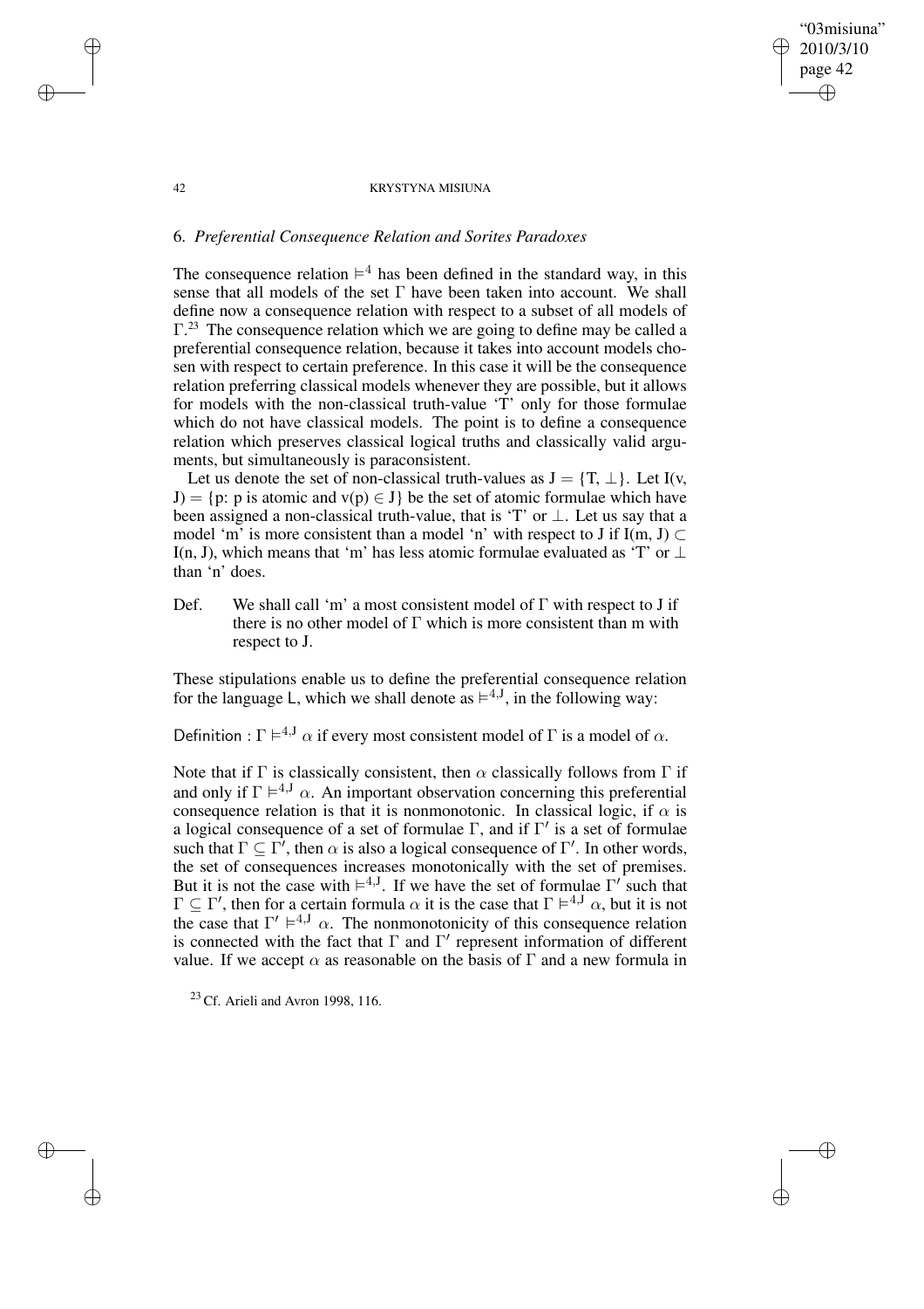## 6. *Preferential Consequence Relation and Sorites Paradoxes*

The consequence relation $\models^4$ has been defined in the standard way, in this sense that all models of the set $\Gamma$ have been taken into account. We shall define now a consequence relation with respect to a subset of all models of $\Gamma$.[23] The consequence relation which we are going to define may be called a preferential consequence relation, because it takes into account models chosen with respect to certain preference. In this case it will be the consequence relation preferring classical models whenever they are possible, but it allows for models with the non-classical truth-value 'T' only for those formulae which do not have classical models. The point is to define a consequence relation which preserves classical logical truths and classically valid arguments, but simultaneously is paraconsistent.

Let us denote the set of non-classical truth-values as $J = \{T, \bot\}$. Let $I(v, J) = \{p: p \text{ is atomic and } v(p) \in J\}$ be the set of atomic formulae which have been assigned a non-classical truth-value, that is 'T' or $\bot$. Let us say that a model 'm' is more consistent than a model 'n' with respect to J if $I(m, J) \subset I(n, J)$, which means that 'm' has less atomic formulae evaluated as 'T' or $\bot$ than 'n' does.

Def. We shall call 'm' a most consistent model of $\Gamma$ with respect to J if there is no other model of $\Gamma$ which is more consistent than m with respect to J.

These stipulations enable us to define the preferential consequence relation for the language L, which we shall denote as $\models^{4,J}$, in the following way:

Definition : $\Gamma \models^{4,J} \alpha$ if every most consistent model of $\Gamma$ is a model of $\alpha$.

Note that if $\Gamma$ is classically consistent, then $\alpha$ classically follows from $\Gamma$ if and only if $\Gamma \models^{4,J} \alpha$. An important observation concerning this preferential consequence relation is that it is nonmonotonic. In classical logic, if $\alpha$ is a logical consequence of a set of formulae $\Gamma$, and if $\Gamma'$ is a set of formulae such that $\Gamma \subseteq \Gamma'$, then $\alpha$ is also a logical consequence of $\Gamma'$. In other words, the set of consequences increases monotonically with the set of premises. But it is not the case with $\models^{4,J}$. If we have the set of formulae $\Gamma'$ such that $\Gamma \subseteq \Gamma'$, then for a certain formula $\alpha$ it is the case that $\Gamma \models^{4,J} \alpha$, but it is not the case that $\Gamma' \models^{4,J} \alpha$. The nonmonotonicity of this consequence relation is connected with the fact that $\Gamma$ and $\Gamma'$ represent information of different value. If we accept $\alpha$ as reasonable on the basis of $\Gamma$ and a new formula in

[23] Cf. Arieli and Avron 1998, 116.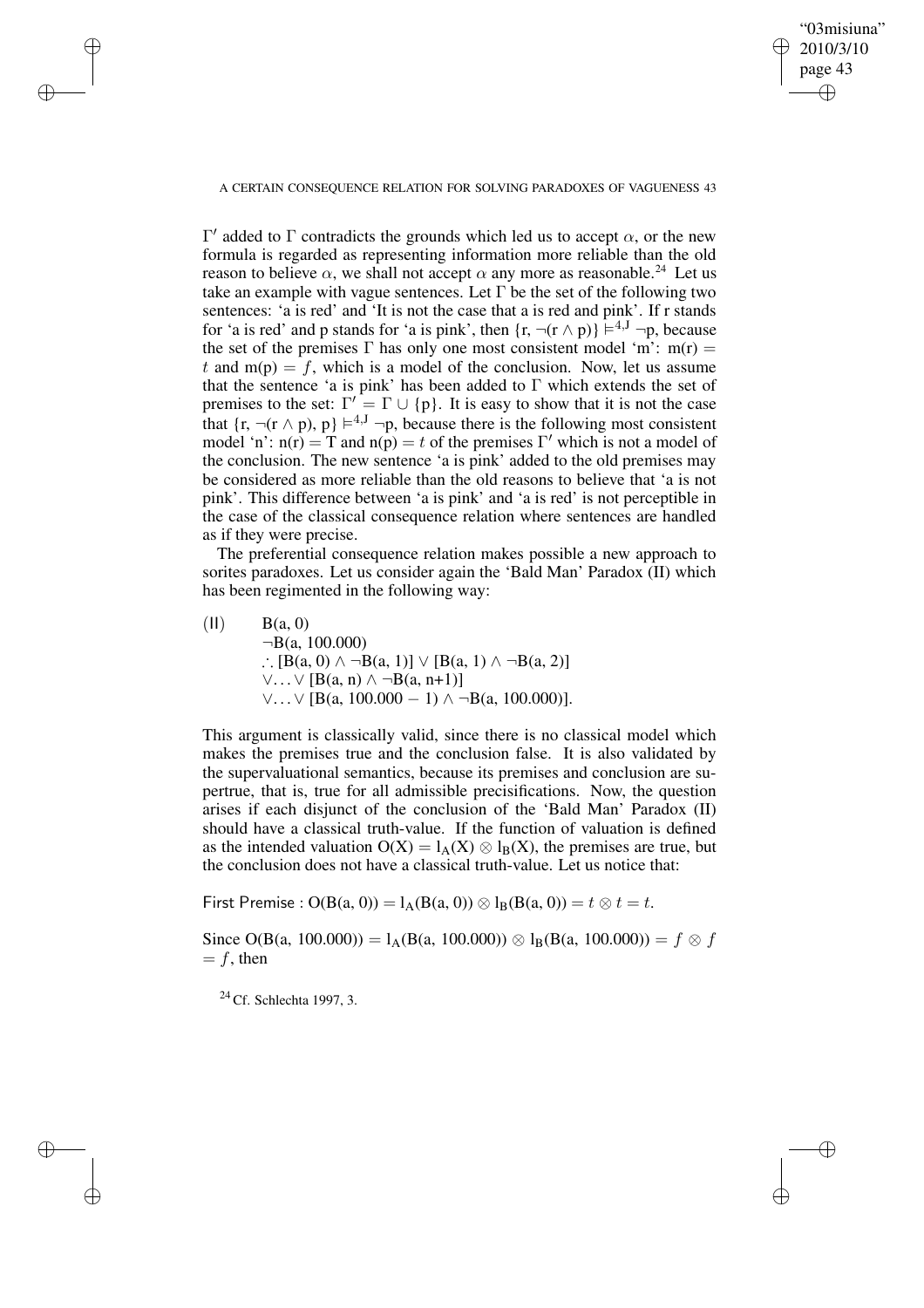$\Gamma'$ added to $\Gamma$ contradicts the grounds which led us to accept $\alpha$, or the new formula is regarded as representing information more reliable than the old reason to believe $\alpha$, we shall not accept $\alpha$ any more as reasonable.[24] Let us take an example with vague sentences. Let $\Gamma$ be the set of the following two sentences: 'a is red' and 'It is not the case that a is red and pink'. If r stands for 'a is red' and p stands for 'a is pink', then $\{r, \neg(r \wedge p)\} \models^{4,J} \neg p$, because the set of the premises $\Gamma$ has only one most consistent model 'm': $m(r) = t$ and $m(p) = f$, which is a model of the conclusion. Now, let us assume that the sentence 'a is pink' has been added to $\Gamma$ which extends the set of premises to the set: $\Gamma' = \Gamma \cup \{p\}$. It is easy to show that it is not the case that $\{r, \neg(r \wedge p), p\} \models^{4,J} \neg p$, because there is the following most consistent model 'n': $n(r) = T$ and $n(p) = t$ of the premises $\Gamma'$ which is not a model of the conclusion. The new sentence 'a is pink' added to the old premises may be considered as more reliable than the old reasons to believe that 'a is not pink'. This difference between 'a is pink' and 'a is red' is not perceptible in the case of the classical consequence relation where sentences are handled as if they were precise.

The preferential consequence relation makes possible a new approach to sorites paradoxes. Let us consider again the 'Bald Man' Paradox (II) which has been regimented in the following way:

(II) $\quad$ B(a, 0)
$\neg$B(a, 100.000)
$\therefore$ [B(a, 0) $\wedge$ $\neg$B(a, 1)] $\vee$ [B(a, 1) $\wedge$ $\neg$B(a, 2)]
$\vee \ldots \vee$ [B(a, n) $\wedge$ $\neg$B(a, n+1)]
$\vee \ldots \vee$ [B(a, 100.000 $-$ 1) $\wedge$ $\neg$B(a, 100.000)].

This argument is classically valid, since there is no classical model which makes the premises true and the conclusion false. It is also validated by the supervaluational semantics, because its premises and conclusion are supertrue, that is, true for all admissible precisifications. Now, the question arises if each disjunct of the conclusion of the 'Bald Man' Paradox (II) should have a classical truth-value. If the function of valuation is defined as the intended valuation $O(X) = l_A(X) \otimes l_B(X)$, the premises are true, but the conclusion does not have a classical truth-value. Let us notice that:

First Premise : $O(B(a, 0)) = l_A(B(a, 0)) \otimes l_B(B(a, 0)) = t \otimes t = t$.

Since $O(B(a, 100.000)) = l_A(B(a, 100.000)) \otimes l_B(B(a, 100.000)) = f \otimes f = f$, then

[24] Cf. Schlechta 1997, 3.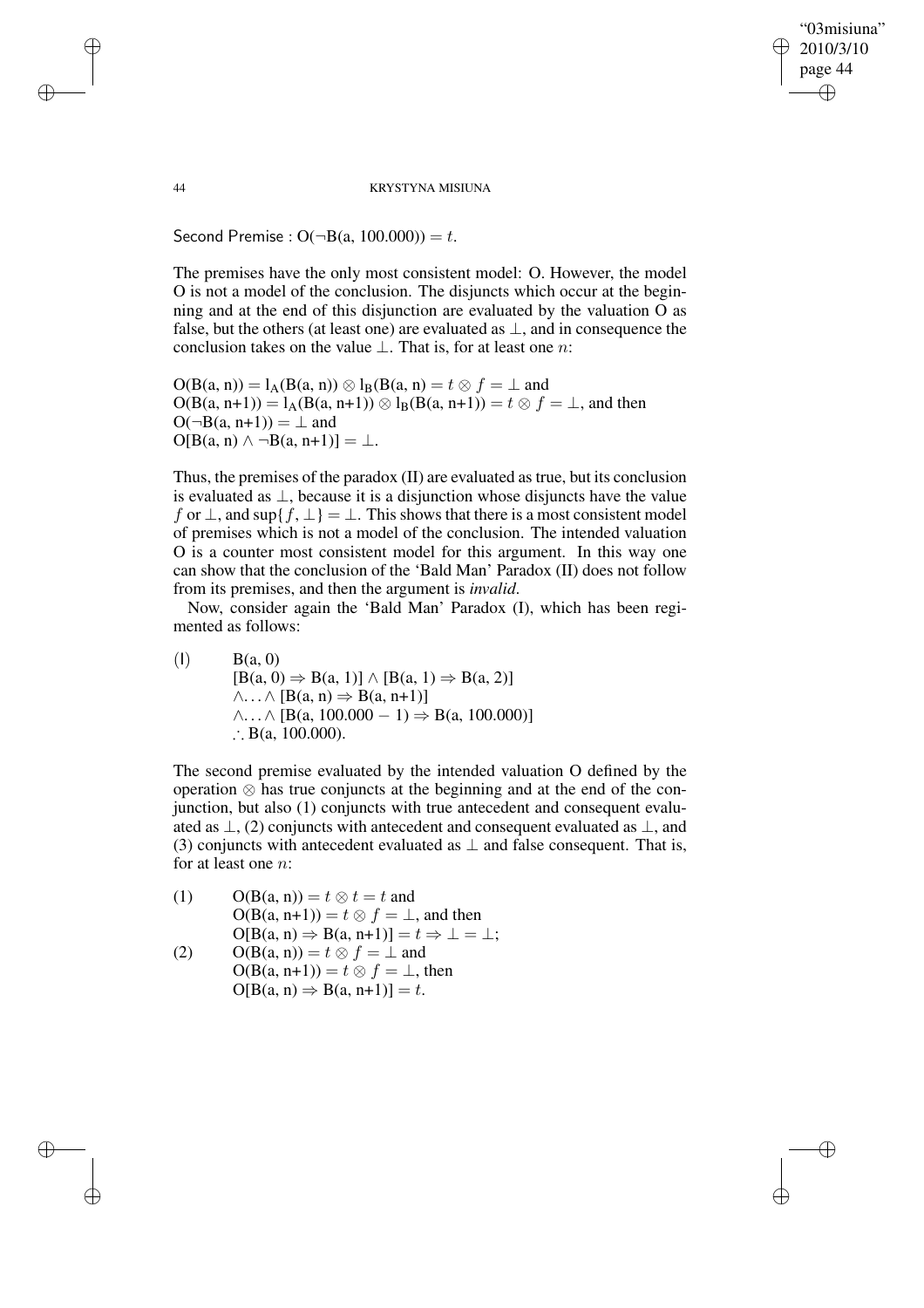Second Premise : $O(\neg B(a, 100.000)) = t$.

The premises have the only most consistent model: O. However, the model O is not a model of the conclusion. The disjuncts which occur at the beginning and at the end of this disjunction are evaluated by the valuation O as false, but the others (at least one) are evaluated as $\perp$, and in consequence the conclusion takes on the value $\perp$. That is, for at least one $n$:

$O(B(a, n)) = l_A(B(a, n)) \otimes l_B(B(a, n) = t \otimes f = \perp$ and
$O(B(a, n{+}1)) = l_A(B(a, n{+}1)) \otimes l_B(B(a, n{+}1)) = t \otimes f = \perp$, and then
$O(\neg B(a, n{+}1)) = \perp$ and
$O[B(a, n) \wedge \neg B(a, n{+}1)] = \perp$.

Thus, the premises of the paradox (II) are evaluated as true, but its conclusion is evaluated as $\perp$, because it is a disjunction whose disjuncts have the value $f$ or $\perp$, and $\sup\{f, \perp\} = \perp$. This shows that there is a most consistent model of premises which is not a model of the conclusion. The intended valuation O is a counter most consistent model for this argument. In this way one can show that the conclusion of the 'Bald Man' Paradox (II) does not follow from its premises, and then the argument is *invalid*.

Now, consider again the 'Bald Man' Paradox (I), which has been regimented as follows:

(I) $B(a, 0)$
$[B(a, 0) \Rightarrow B(a, 1)] \wedge [B(a, 1) \Rightarrow B(a, 2)]$
$\wedge \ldots \wedge [B(a, n) \Rightarrow B(a, n{+}1)]$
$\wedge \ldots \wedge [B(a, 100.000 - 1) \Rightarrow B(a, 100.000)]$
$\therefore B(a, 100.000)$.

The second premise evaluated by the intended valuation O defined by the operation $\otimes$ has true conjuncts at the beginning and at the end of the conjunction, but also (1) conjuncts with true antecedent and consequent evaluated as $\perp$, (2) conjuncts with antecedent and consequent evaluated as $\perp$, and (3) conjuncts with antecedent evaluated as $\perp$ and false consequent. That is, for at least one $n$:

(1) $O(B(a, n)) = t \otimes t = t$ and
$O(B(a, n{+}1)) = t \otimes f = \perp$, and then
$O[B(a, n) \Rightarrow B(a, n{+}1)] = t \Rightarrow \perp = \perp$;

(2) $O(B(a, n)) = t \otimes f = \perp$ and
$O(B(a, n{+}1)) = t \otimes f = \perp$, then
$O[B(a, n) \Rightarrow B(a, n{+}1)] = t$.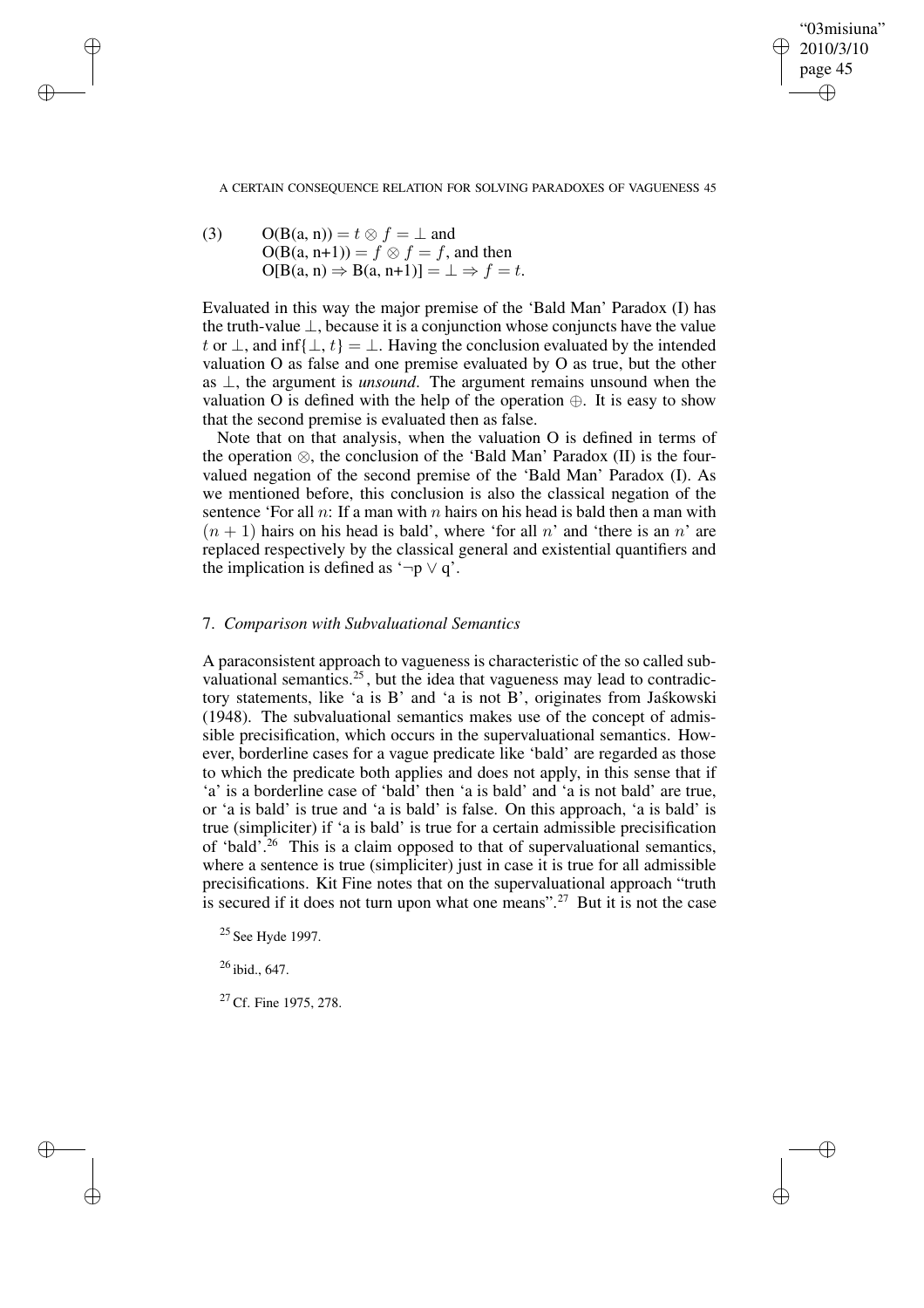(3) $\quad O(B(a, n)) = t \otimes f = \bot$ and
$O(B(a, n+1)) = f \otimes f = f$, and then
$O[B(a, n) \Rightarrow B(a, n+1)] = \bot \Rightarrow f = t$.

Evaluated in this way the major premise of the 'Bald Man' Paradox (I) has the truth-value $\bot$, because it is a conjunction whose conjuncts have the value $t$ or $\bot$, and $\inf\{\bot, t\} = \bot$. Having the conclusion evaluated by the intended valuation O as false and one premise evaluated by O as true, but the other as $\bot$, the argument is *unsound*. The argument remains unsound when the valuation O is defined with the help of the operation $\oplus$. It is easy to show that the second premise is evaluated then as false.

Note that on that analysis, when the valuation O is defined in terms of the operation $\otimes$, the conclusion of the 'Bald Man' Paradox (II) is the four-valued negation of the second premise of the 'Bald Man' Paradox (I). As we mentioned before, this conclusion is also the classical negation of the sentence 'For all $n$: If a man with $n$ hairs on his head is bald then a man with $(n + 1)$ hairs on his head is bald', where 'for all $n$' and 'there is an $n$' are replaced respectively by the classical general and existential quantifiers and the implication is defined as '$\neg p \vee q$'.

## 7. *Comparison with Subvaluational Semantics*

A paraconsistent approach to vagueness is characteristic of the so called subvaluational semantics.[25], but the idea that vagueness may lead to contradictory statements, like 'a is B' and 'a is not B', originates from Jaśkowski (1948). The subvaluational semantics makes use of the concept of admissible precisification, which occurs in the supervaluational semantics. However, borderline cases for a vague predicate like 'bald' are regarded as those to which the predicate both applies and does not apply, in this sense that if 'a' is a borderline case of 'bald' then 'a is bald' and 'a is not bald' are true, or 'a is bald' is true and 'a is bald' is false. On this approach, 'a is bald' is true (simpliciter) if 'a is bald' is true for a certain admissible precisification of 'bald'.[26] This is a claim opposed to that of supervaluational semantics, where a sentence is true (simpliciter) just in case it is true for all admissible precisifications. Kit Fine notes that on the supervaluational approach "truth is secured if it does not turn upon what one means".[27] But it is not the case

[25] See Hyde 1997.

[26] ibid., 647.

[27] Cf. Fine 1975, 278.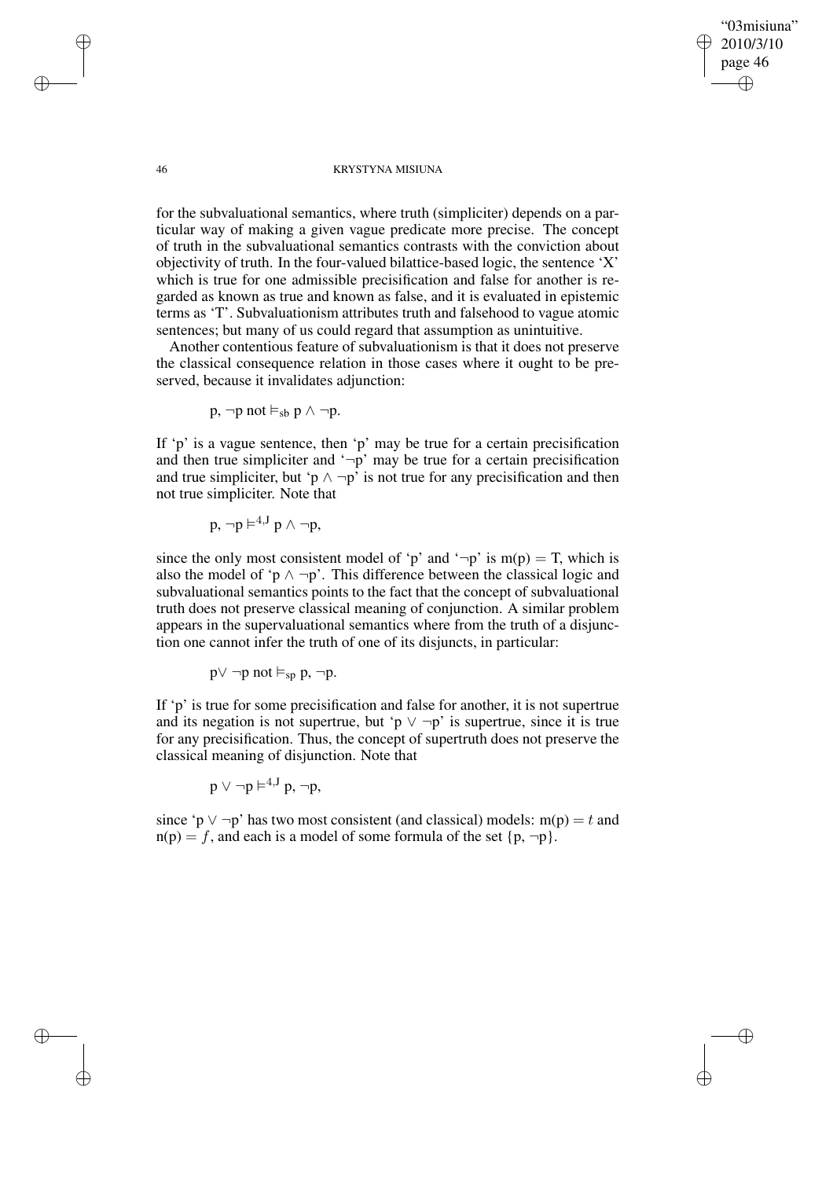for the subvaluational semantics, where truth (simpliciter) depends on a particular way of making a given vague predicate more precise. The concept of truth in the subvaluational semantics contrasts with the conviction about objectivity of truth. In the four-valued bilattice-based logic, the sentence 'X' which is true for one admissible precisification and false for another is regarded as known as true and known as false, and it is evaluated in epistemic terms as 'T'. Subvaluationism attributes truth and falsehood to vague atomic sentences; but many of us could regard that assumption as unintuitive.

Another contentious feature of subvaluationism is that it does not preserve the classical consequence relation in those cases where it ought to be preserved, because it invalidates adjunction:

$$\mathrm{p}, \neg \mathrm{p} \text{ not} \vDash_{\mathrm{sb}} \mathrm{p} \wedge \neg \mathrm{p}.$$

If 'p' is a vague sentence, then 'p' may be true for a certain precisification and then true simpliciter and '¬p' may be true for a certain precisification and true simpliciter, but 'p ∧ ¬p' is not true for any precisification and then not true simpliciter. Note that

$$\mathrm{p}, \neg \mathrm{p} \vDash^{4,\mathrm{J}} \mathrm{p} \wedge \neg \mathrm{p},$$

since the only most consistent model of 'p' and '¬p' is $\mathrm{m(p)} = \mathrm{T}$, which is also the model of 'p ∧ ¬p'. This difference between the classical logic and subvaluational semantics points to the fact that the concept of subvaluational truth does not preserve classical meaning of conjunction. A similar problem appears in the supervaluational semantics where from the truth of a disjunction one cannot infer the truth of one of its disjuncts, in particular:

$$\mathrm{p} \vee \neg \mathrm{p} \text{ not} \vDash_{\mathrm{sp}} \mathrm{p}, \neg \mathrm{p}.$$

If 'p' is true for some precisification and false for another, it is not supertrue and its negation is not supertrue, but 'p ∨ ¬p' is supertrue, since it is true for any precisification. Thus, the concept of supertruth does not preserve the classical meaning of disjunction. Note that

$$\mathrm{p} \vee \neg \mathrm{p} \vDash^{4,\mathrm{J}} \mathrm{p}, \neg \mathrm{p},$$

since 'p ∨ ¬p' has two most consistent (and classical) models: $\mathrm{m(p)} = t$ and $\mathrm{n(p)} = f$, and each is a model of some formula of the set {p, ¬p}.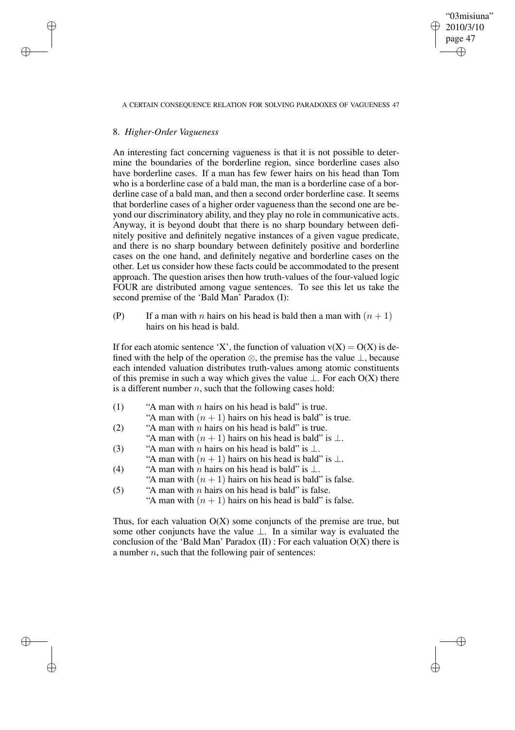## 8. *Higher-Order Vagueness*

An interesting fact concerning vagueness is that it is not possible to determine the boundaries of the borderline region, since borderline cases also have borderline cases. If a man has few fewer hairs on his head than Tom who is a borderline case of a bald man, the man is a borderline case of a borderline case of a bald man, and then a second order borderline case. It seems that borderline cases of a higher order vagueness than the second one are beyond our discriminatory ability, and they play no role in communicative acts. Anyway, it is beyond doubt that there is no sharp boundary between definitely positive and definitely negative instances of a given vague predicate, and there is no sharp boundary between definitely positive and borderline cases on the one hand, and definitely negative and borderline cases on the other. Let us consider how these facts could be accommodated to the present approach. The question arises then how truth-values of the four-valued logic FOUR are distributed among vague sentences. To see this let us take the second premise of the 'Bald Man' Paradox (I):

(P) If a man with $n$ hairs on his head is bald then a man with $(n+1)$ hairs on his head is bald.

If for each atomic sentence 'X', the function of valuation $v(X) = O(X)$ is defined with the help of the operation $\otimes$, the premise has the value $\perp$, because each intended valuation distributes truth-values among atomic constituents of this premise in such a way which gives the value $\perp$. For each $O(X)$ there is a different number $n$, such that the following cases hold:

(1) "A man with $n$ hairs on his head is bald" is true.
"A man with $(n+1)$ hairs on his head is bald" is true.

(2) "A man with $n$ hairs on his head is bald" is true.
"A man with $(n+1)$ hairs on his head is bald" is $\perp$.

(3) "A man with $n$ hairs on his head is bald" is $\perp$.
"A man with $(n+1)$ hairs on his head is bald" is $\perp$.

(4) "A man with $n$ hairs on his head is bald" is $\perp$.
"A man with $(n+1)$ hairs on his head is bald" is false.

(5) "A man with $n$ hairs on his head is bald" is false.
"A man with $(n+1)$ hairs on his head is bald" is false.

Thus, for each valuation $O(X)$ some conjuncts of the premise are true, but some other conjuncts have the value $\perp$. In a similar way is evaluated the conclusion of the 'Bald Man' Paradox (II) : For each valuation $O(X)$ there is a number $n$, such that the following pair of sentences: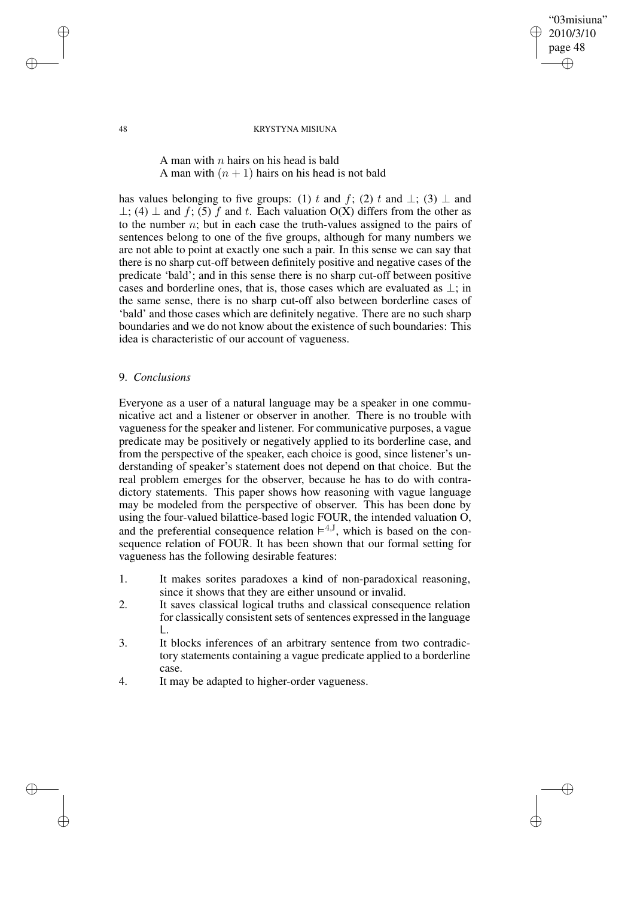A man with $n$ hairs on his head is bald
A man with $(n + 1)$ hairs on his head is not bald

has values belonging to five groups: (1) $t$ and $f$; (2) $t$ and $\bot$; (3) $\bot$ and $\bot$; (4) $\bot$ and $f$; (5) $f$ and $t$. Each valuation O(X) differs from the other as to the number $n$; but in each case the truth-values assigned to the pairs of sentences belong to one of the five groups, although for many numbers we are not able to point at exactly one such a pair. In this sense we can say that there is no sharp cut-off between definitely positive and negative cases of the predicate 'bald'; and in this sense there is no sharp cut-off between positive cases and borderline ones, that is, those cases which are evaluated as $\bot$; in the same sense, there is no sharp cut-off also between borderline cases of 'bald' and those cases which are definitely negative. There are no such sharp boundaries and we do not know about the existence of such boundaries: This idea is characteristic of our account of vagueness.

## 9. *Conclusions*

Everyone as a user of a natural language may be a speaker in one communicative act and a listener or observer in another. There is no trouble with vagueness for the speaker and listener. For communicative purposes, a vague predicate may be positively or negatively applied to its borderline case, and from the perspective of the speaker, each choice is good, since listener's understanding of speaker's statement does not depend on that choice. But the real problem emerges for the observer, because he has to do with contradictory statements. This paper shows how reasoning with vague language may be modeled from the perspective of observer. This has been done by using the four-valued bilattice-based logic FOUR, the intended valuation O, and the preferential consequence relation $\models^{4,J}$, which is based on the consequence relation of FOUR. It has been shown that our formal setting for vagueness has the following desirable features:

1. It makes sorites paradoxes a kind of non-paradoxical reasoning, since it shows that they are either unsound or invalid.
2. It saves classical logical truths and classical consequence relation for classically consistent sets of sentences expressed in the language L.
3. It blocks inferences of an arbitrary sentence from two contradictory statements containing a vague predicate applied to a borderline case.
4. It may be adapted to higher-order vagueness.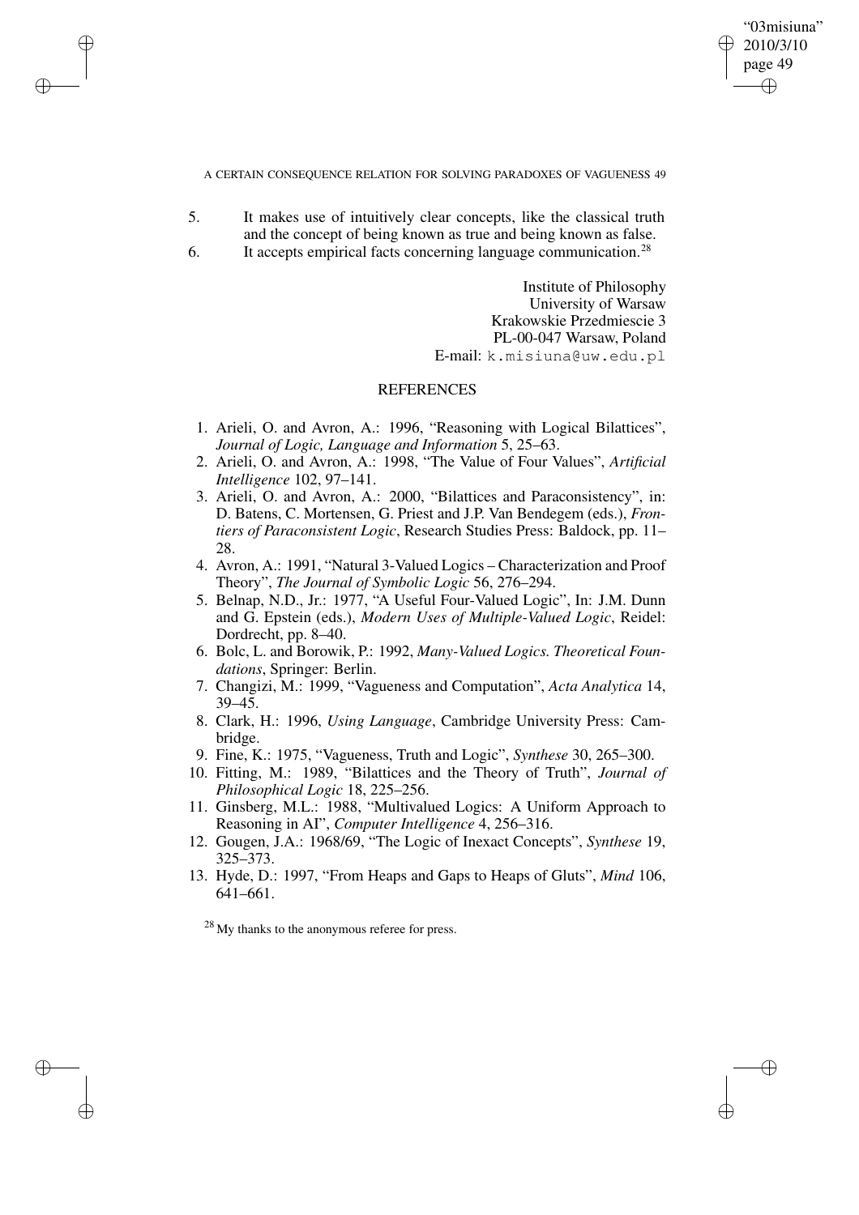5. It makes use of intuitively clear concepts, like the classical truth and the concept of being known as true and being known as false.
6. It accepts empirical facts concerning language communication.[28]

Institute of Philosophy
University of Warsaw
Krakowskie Przedmiescie 3
PL-00-047 Warsaw, Poland
E-mail: k.misiuna@uw.edu.pl

## REFERENCES

1. Arieli, O. and Avron, A.: 1996, "Reasoning with Logical Bilattices", *Journal of Logic, Language and Information* 5, 25–63.
2. Arieli, O. and Avron, A.: 1998, "The Value of Four Values", *Artificial Intelligence* 102, 97–141.
3. Arieli, O. and Avron, A.: 2000, "Bilattices and Paraconsistency", in: D. Batens, C. Mortensen, G. Priest and J.P. Van Bendegem (eds.), *Frontiers of Paraconsistent Logic*, Research Studies Press: Baldock, pp. 11–28.
4. Avron, A.: 1991, "Natural 3-Valued Logics – Characterization and Proof Theory", *The Journal of Symbolic Logic* 56, 276–294.
5. Belnap, N.D., Jr.: 1977, "A Useful Four-Valued Logic", In: J.M. Dunn and G. Epstein (eds.), *Modern Uses of Multiple-Valued Logic*, Reidel: Dordrecht, pp. 8–40.
6. Bolc, L. and Borowik, P.: 1992, *Many-Valued Logics. Theoretical Foundations*, Springer: Berlin.
7. Changizi, M.: 1999, "Vagueness and Computation", *Acta Analytica* 14, 39–45.
8. Clark, H.: 1996, *Using Language*, Cambridge University Press: Cambridge.
9. Fine, K.: 1975, "Vagueness, Truth and Logic", *Synthese* 30, 265–300.
10. Fitting, M.: 1989, "Bilattices and the Theory of Truth", *Journal of Philosophical Logic* 18, 225–256.
11. Ginsberg, M.L.: 1988, "Multivalued Logics: A Uniform Approach to Reasoning in AI", *Computer Intelligence* 4, 256–316.
12. Gougen, J.A.: 1968/69, "The Logic of Inexact Concepts", *Synthese* 19, 325–373.
13. Hyde, D.: 1997, "From Heaps and Gaps to Heaps of Gluts", *Mind* 106, 641–661.

[28] My thanks to the anonymous referee for press.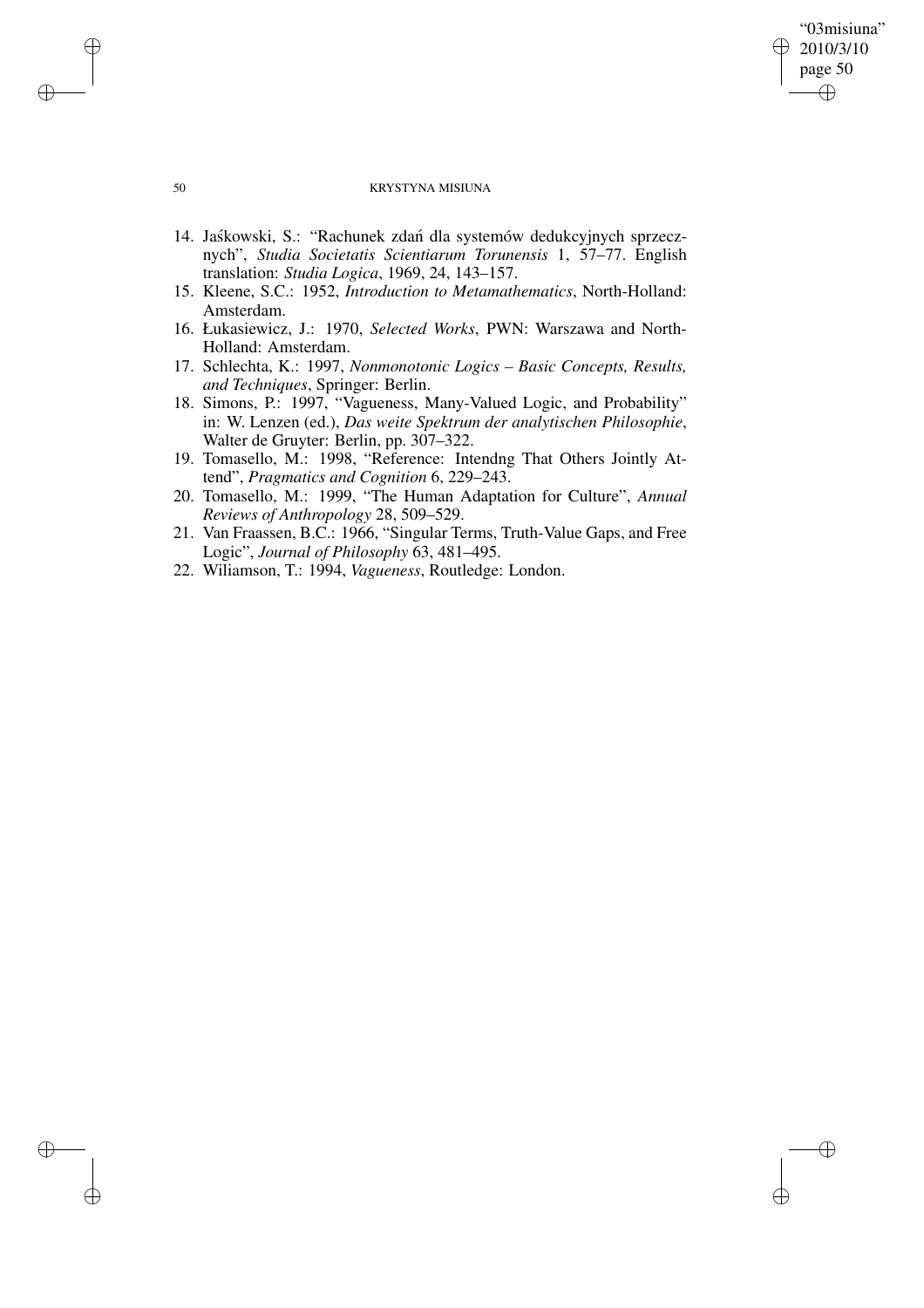14. Jaśkowski, S.: "Rachunek zdań dla systemów dedukcyjnych sprzecznych", *Studia Societatis Scientiarum Torunensis* 1, 57–77. English translation: *Studia Logica*, 1969, 24, 143–157.
15. Kleene, S.C.: 1952, *Introduction to Metamathematics*, North-Holland: Amsterdam.
16. Łukasiewicz, J.: 1970, *Selected Works*, PWN: Warszawa and North-Holland: Amsterdam.
17. Schlechta, K.: 1997, *Nonmonotonic Logics – Basic Concepts, Results, and Techniques*, Springer: Berlin.
18. Simons, P.: 1997, "Vagueness, Many-Valued Logic, and Probability" in: W. Lenzen (ed.), *Das weite Spektrum der analytischen Philosophie*, Walter de Gruyter: Berlin, pp. 307–322.
19. Tomasello, M.: 1998, "Reference: Intendng That Others Jointly Attend", *Pragmatics and Cognition* 6, 229–243.
20. Tomasello, M.: 1999, "The Human Adaptation for Culture", *Annual Reviews of Anthropology* 28, 509–529.
21. Van Fraassen, B.C.: 1966, "Singular Terms, Truth-Value Gaps, and Free Logic", *Journal of Philosophy* 63, 481–495.
22. Wiliamson, T.: 1994, *Vagueness*, Routledge: London.